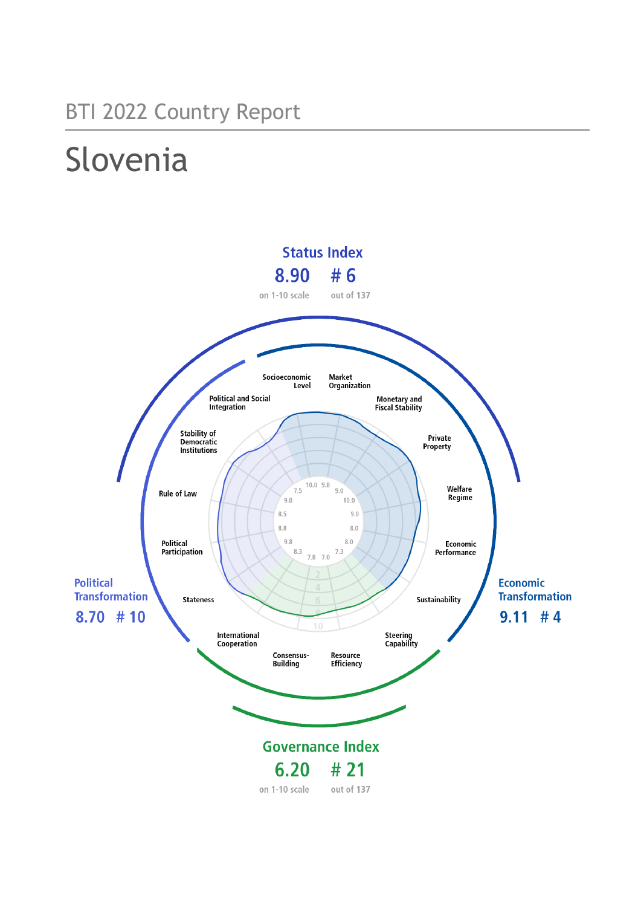BTI 2022 Country Report

# Slovenia

## Status Index

**8.90** on 1-10 scale — **# 6** out of 137

## Political Transformation

**8.70** — **# 10**

## Economic Transformation

**9.11** — **# 4**

## Governance Index

**6.20** on 1-10 scale — **# 21** out of 137

| Criterion | Score |
|---|---|
| Stateness | 10.0 |
| Political Participation | 9.8 |
| Rule of Law | 9.0 |
| Stability of Democratic Institutions | 8.5 |
| Political and Social Integration | 7.5 |
| Socioeconomic Level | 10.0 |
| Market Organization | 9.8 |
| Monetary and Fiscal Stability | 9.0 |
| Private Property | 10.0 |
| Welfare Regime | 9.0 |
| Economic Performance | 8.0 |
| Sustainability | 8.0 |
| Steering Capability | 7.3 |
| Resource Efficiency | 7.0 |
| Consensus-Building | 7.8 |
| International Cooperation | 8.3 |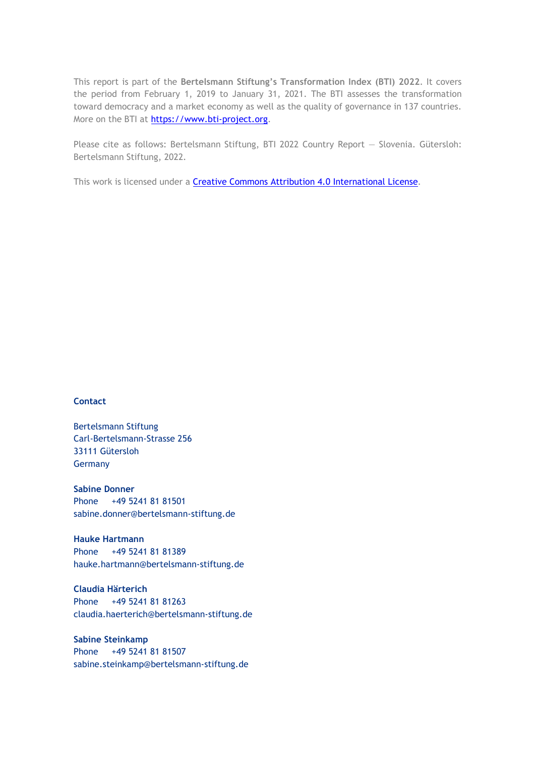This report is part of the **Bertelsmann Stiftung's Transformation Index (BTI) 2022**. It covers the period from February 1, 2019 to January 31, 2021. The BTI assesses the transformation toward democracy and a market economy as well as the quality of governance in 137 countries. More on the BTI at [https://www.bti-project.org](https://www.bti-project.org).

Please cite as follows: Bertelsmann Stiftung, BTI 2022 Country Report — Slovenia. Gütersloh: Bertelsmann Stiftung, 2022.

This work is licensed under a [Creative Commons Attribution 4.0 International License](https://creativecommons.org/licenses/by/4.0/).

**Contact**

Bertelsmann Stiftung
Carl-Bertelsmann-Strasse 256
33111 Gütersloh
Germany

**Sabine Donner**
Phone +49 5241 81 81501
sabine.donner@bertelsmann-stiftung.de

**Hauke Hartmann**
Phone +49 5241 81 81389
hauke.hartmann@bertelsmann-stiftung.de

**Claudia Härterich**
Phone +49 5241 81 81263
claudia.haerterich@bertelsmann-stiftung.de

**Sabine Steinkamp**
Phone +49 5241 81 81507
sabine.steinkamp@bertelsmann-stiftung.de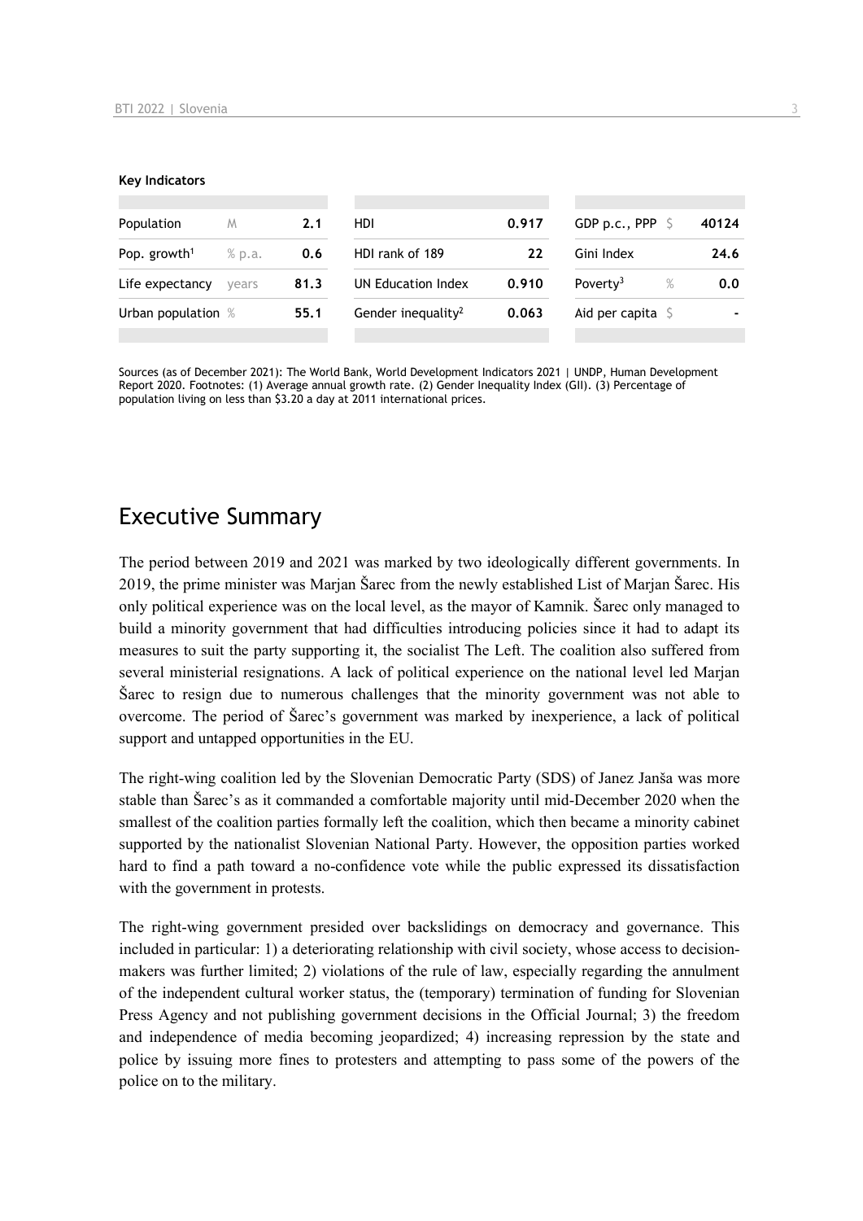**Key Indicators**

| Population | M | 2.1 | HDI | 0.917 | GDP p.c., PPP | $ | 40124 |
|---|---|---|---|---|---|---|---|
| Pop. growth[1] | % p.a. | 0.6 | HDI rank of 189 | 22 | Gini Index | | 24.6 |
| Life expectancy | years | 81.3 | UN Education Index | 0.910 | Poverty[3] | % | 0.0 |
| Urban population | % | 55.1 | Gender inequality[2] | 0.063 | Aid per capita | $ | - |

Sources (as of December 2021): The World Bank, World Development Indicators 2021 | UNDP, Human Development Report 2020. Footnotes: (1) Average annual growth rate. (2) Gender Inequality Index (GII). (3) Percentage of population living on less than $3.20 a day at 2011 international prices.

# Executive Summary

The period between 2019 and 2021 was marked by two ideologically different governments. In 2019, the prime minister was Marjan Šarec from the newly established List of Marjan Šarec. His only political experience was on the local level, as the mayor of Kamnik. Šarec only managed to build a minority government that had difficulties introducing policies since it had to adapt its measures to suit the party supporting it, the socialist The Left. The coalition also suffered from several ministerial resignations. A lack of political experience on the national level led Marjan Šarec to resign due to numerous challenges that the minority government was not able to overcome. The period of Šarec's government was marked by inexperience, a lack of political support and untapped opportunities in the EU.

The right-wing coalition led by the Slovenian Democratic Party (SDS) of Janez Janša was more stable than Šarec's as it commanded a comfortable majority until mid-December 2020 when the smallest of the coalition parties formally left the coalition, which then became a minority cabinet supported by the nationalist Slovenian National Party. However, the opposition parties worked hard to find a path toward a no-confidence vote while the public expressed its dissatisfaction with the government in protests.

The right-wing government presided over backslidings on democracy and governance. This included in particular: 1) a deteriorating relationship with civil society, whose access to decision-makers was further limited; 2) violations of the rule of law, especially regarding the annulment of the independent cultural worker status, the (temporary) termination of funding for Slovenian Press Agency and not publishing government decisions in the Official Journal; 3) the freedom and independence of media becoming jeopardized; 4) increasing repression by the state and police by issuing more fines to protesters and attempting to pass some of the powers of the police on to the military.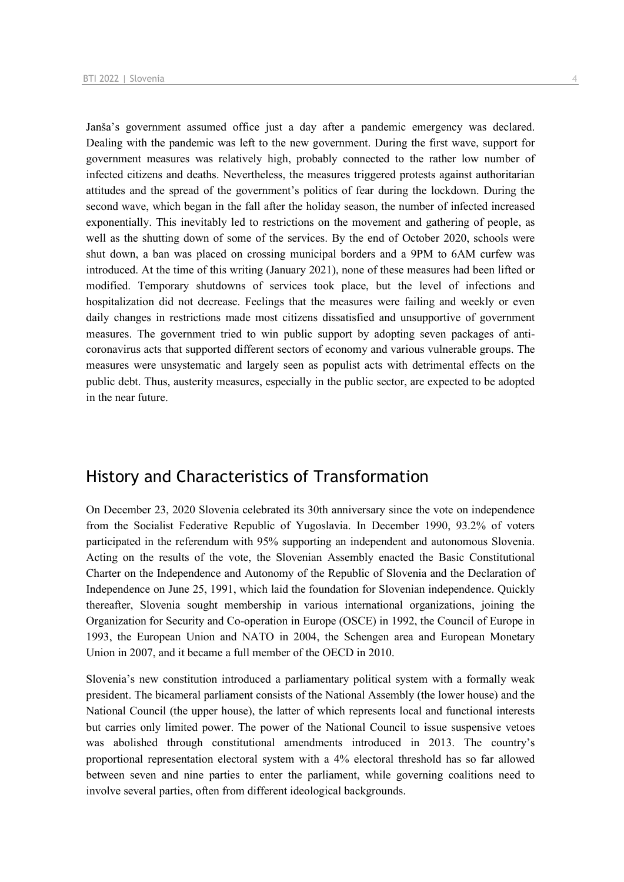Janša's government assumed office just a day after a pandemic emergency was declared. Dealing with the pandemic was left to the new government. During the first wave, support for government measures was relatively high, probably connected to the rather low number of infected citizens and deaths. Nevertheless, the measures triggered protests against authoritarian attitudes and the spread of the government's politics of fear during the lockdown. During the second wave, which began in the fall after the holiday season, the number of infected increased exponentially. This inevitably led to restrictions on the movement and gathering of people, as well as the shutting down of some of the services. By the end of October 2020, schools were shut down, a ban was placed on crossing municipal borders and a 9PM to 6AM curfew was introduced. At the time of this writing (January 2021), none of these measures had been lifted or modified. Temporary shutdowns of services took place, but the level of infections and hospitalization did not decrease. Feelings that the measures were failing and weekly or even daily changes in restrictions made most citizens dissatisfied and unsupportive of government measures. The government tried to win public support by adopting seven packages of anti-coronavirus acts that supported different sectors of economy and various vulnerable groups. The measures were unsystematic and largely seen as populist acts with detrimental effects on the public debt. Thus, austerity measures, especially in the public sector, are expected to be adopted in the near future.

## History and Characteristics of Transformation

On December 23, 2020 Slovenia celebrated its 30th anniversary since the vote on independence from the Socialist Federative Republic of Yugoslavia. In December 1990, 93.2% of voters participated in the referendum with 95% supporting an independent and autonomous Slovenia. Acting on the results of the vote, the Slovenian Assembly enacted the Basic Constitutional Charter on the Independence and Autonomy of the Republic of Slovenia and the Declaration of Independence on June 25, 1991, which laid the foundation for Slovenian independence. Quickly thereafter, Slovenia sought membership in various international organizations, joining the Organization for Security and Co-operation in Europe (OSCE) in 1992, the Council of Europe in 1993, the European Union and NATO in 2004, the Schengen area and European Monetary Union in 2007, and it became a full member of the OECD in 2010.

Slovenia's new constitution introduced a parliamentary political system with a formally weak president. The bicameral parliament consists of the National Assembly (the lower house) and the National Council (the upper house), the latter of which represents local and functional interests but carries only limited power. The power of the National Council to issue suspensive vetoes was abolished through constitutional amendments introduced in 2013. The country's proportional representation electoral system with a 4% electoral threshold has so far allowed between seven and nine parties to enter the parliament, while governing coalitions need to involve several parties, often from different ideological backgrounds.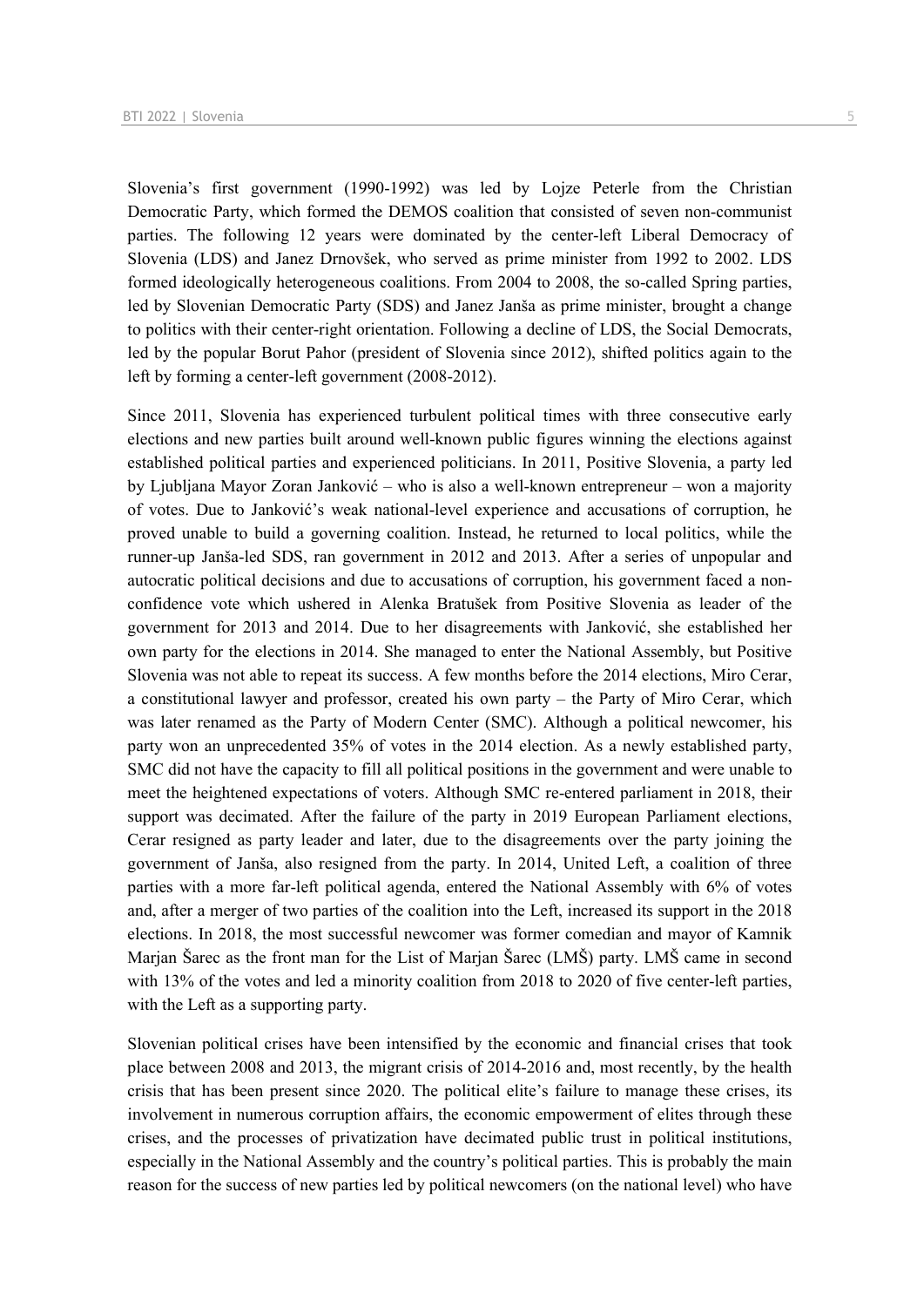Slovenia's first government (1990-1992) was led by Lojze Peterle from the Christian Democratic Party, which formed the DEMOS coalition that consisted of seven non-communist parties. The following 12 years were dominated by the center-left Liberal Democracy of Slovenia (LDS) and Janez Drnovšek, who served as prime minister from 1992 to 2002. LDS formed ideologically heterogeneous coalitions. From 2004 to 2008, the so-called Spring parties, led by Slovenian Democratic Party (SDS) and Janez Janša as prime minister, brought a change to politics with their center-right orientation. Following a decline of LDS, the Social Democrats, led by the popular Borut Pahor (president of Slovenia since 2012), shifted politics again to the left by forming a center-left government (2008-2012).

Since 2011, Slovenia has experienced turbulent political times with three consecutive early elections and new parties built around well-known public figures winning the elections against established political parties and experienced politicians. In 2011, Positive Slovenia, a party led by Ljubljana Mayor Zoran Janković – who is also a well-known entrepreneur – won a majority of votes. Due to Janković's weak national-level experience and accusations of corruption, he proved unable to build a governing coalition. Instead, he returned to local politics, while the runner-up Janša-led SDS, ran government in 2012 and 2013. After a series of unpopular and autocratic political decisions and due to accusations of corruption, his government faced a non-confidence vote which ushered in Alenka Bratušek from Positive Slovenia as leader of the government for 2013 and 2014. Due to her disagreements with Janković, she established her own party for the elections in 2014. She managed to enter the National Assembly, but Positive Slovenia was not able to repeat its success. A few months before the 2014 elections, Miro Cerar, a constitutional lawyer and professor, created his own party – the Party of Miro Cerar, which was later renamed as the Party of Modern Center (SMC). Although a political newcomer, his party won an unprecedented 35% of votes in the 2014 election. As a newly established party, SMC did not have the capacity to fill all political positions in the government and were unable to meet the heightened expectations of voters. Although SMC re-entered parliament in 2018, their support was decimated. After the failure of the party in 2019 European Parliament elections, Cerar resigned as party leader and later, due to the disagreements over the party joining the government of Janša, also resigned from the party. In 2014, United Left, a coalition of three parties with a more far-left political agenda, entered the National Assembly with 6% of votes and, after a merger of two parties of the coalition into the Left, increased its support in the 2018 elections. In 2018, the most successful newcomer was former comedian and mayor of Kamnik Marjan Šarec as the front man for the List of Marjan Šarec (LMŠ) party. LMŠ came in second with 13% of the votes and led a minority coalition from 2018 to 2020 of five center-left parties, with the Left as a supporting party.

Slovenian political crises have been intensified by the economic and financial crises that took place between 2008 and 2013, the migrant crisis of 2014-2016 and, most recently, by the health crisis that has been present since 2020. The political elite's failure to manage these crises, its involvement in numerous corruption affairs, the economic empowerment of elites through these crises, and the processes of privatization have decimated public trust in political institutions, especially in the National Assembly and the country's political parties. This is probably the main reason for the success of new parties led by political newcomers (on the national level) who have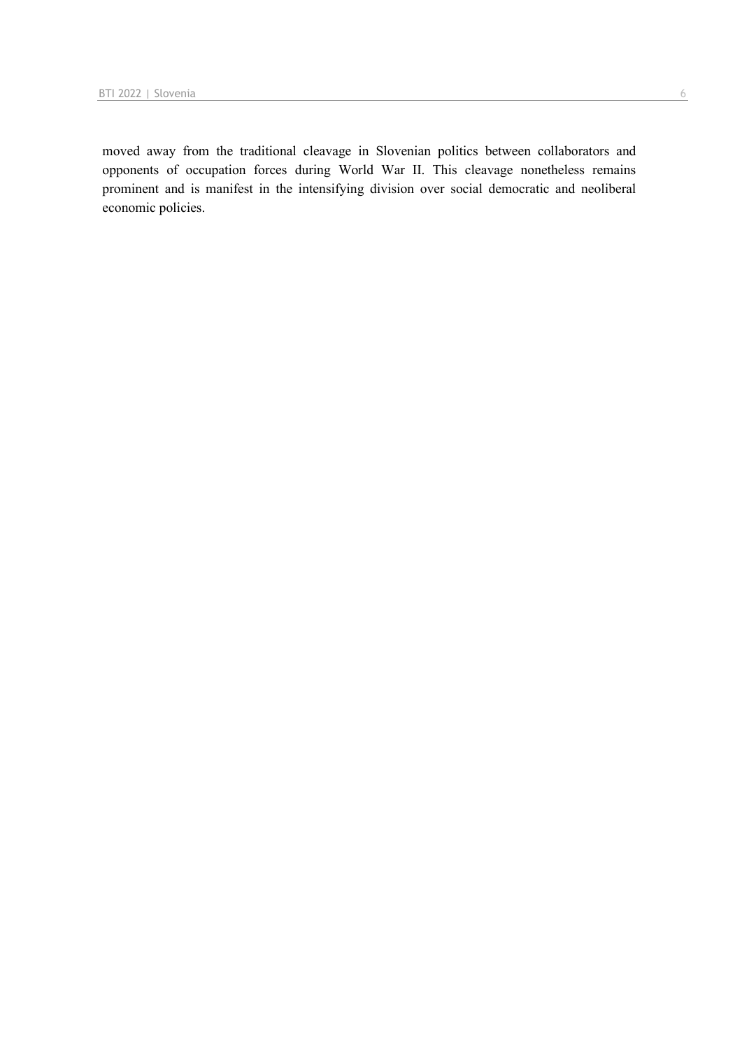moved away from the traditional cleavage in Slovenian politics between collaborators and opponents of occupation forces during World War II. This cleavage nonetheless remains prominent and is manifest in the intensifying division over social democratic and neoliberal economic policies.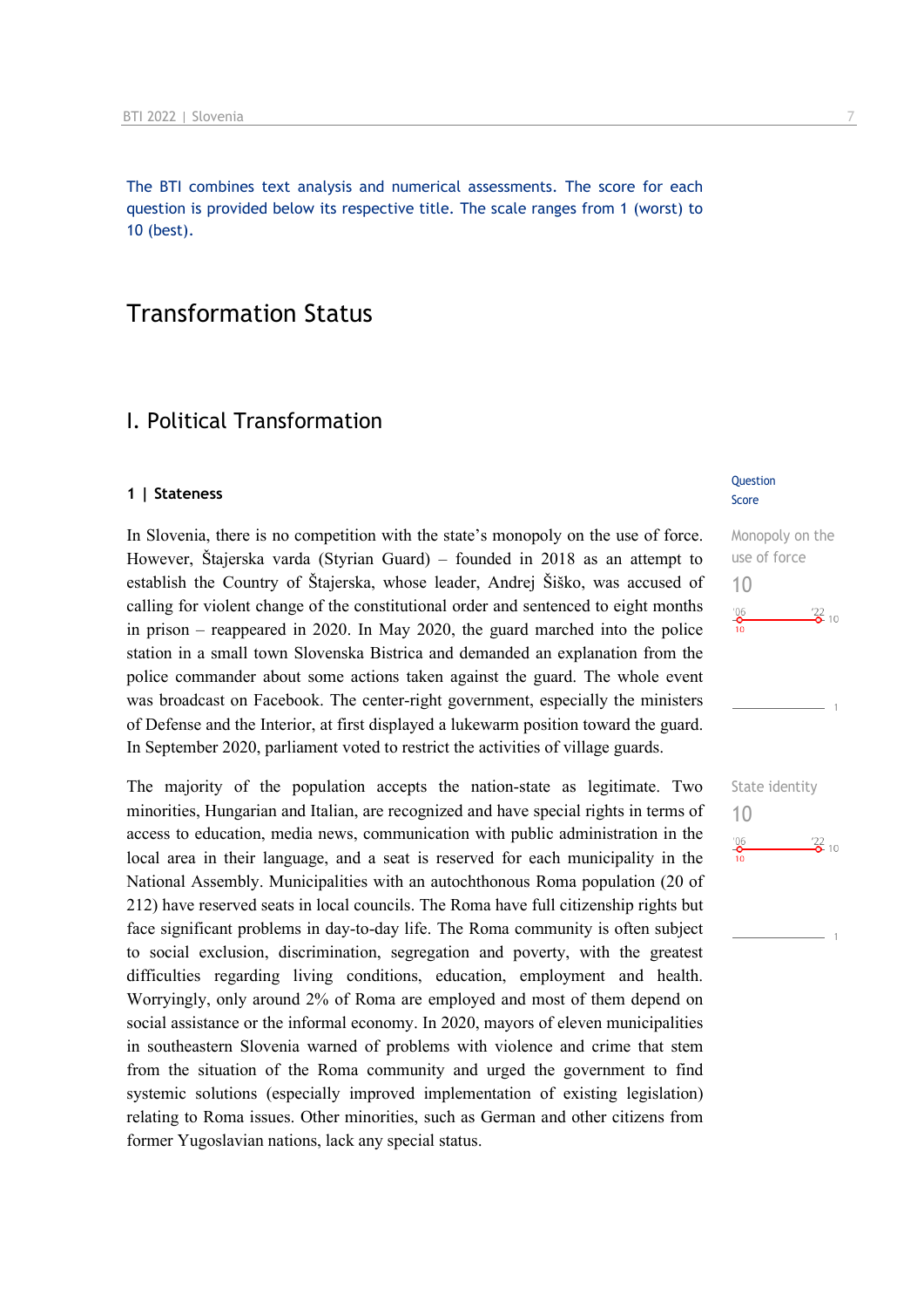The BTI combines text analysis and numerical assessments. The score for each question is provided below its respective title. The scale ranges from 1 (worst) to 10 (best).

# Transformation Status

## I. Political Transformation

### 1 | Stateness

Question Score

**Monopoly on the use of force**
10

In Slovenia, there is no competition with the state's monopoly on the use of force. However, Štajerska varda (Styrian Guard) – founded in 2018 as an attempt to establish the Country of Štajerska, whose leader, Andrej Šiško, was accused of calling for violent change of the constitutional order and sentenced to eight months in prison – reappeared in 2020. In May 2020, the guard marched into the police station in a small town Slovenska Bistrica and demanded an explanation from the police commander about some actions taken against the guard. The whole event was broadcast on Facebook. The center-right government, especially the ministers of Defense and the Interior, at first displayed a lukewarm position toward the guard. In September 2020, parliament voted to restrict the activities of village guards.

**State identity**
10

The majority of the population accepts the nation-state as legitimate. Two minorities, Hungarian and Italian, are recognized and have special rights in terms of access to education, media news, communication with public administration in the local area in their language, and a seat is reserved for each municipality in the National Assembly. Municipalities with an autochthonous Roma population (20 of 212) have reserved seats in local councils. The Roma have full citizenship rights but face significant problems in day-to-day life. The Roma community is often subject to social exclusion, discrimination, segregation and poverty, with the greatest difficulties regarding living conditions, education, employment and health. Worryingly, only around 2% of Roma are employed and most of them depend on social assistance or the informal economy. In 2020, mayors of eleven municipalities in southeastern Slovenia warned of problems with violence and crime that stem from the situation of the Roma community and urged the government to find systemic solutions (especially improved implementation of existing legislation) relating to Roma issues. Other minorities, such as German and other citizens from former Yugoslavian nations, lack any special status.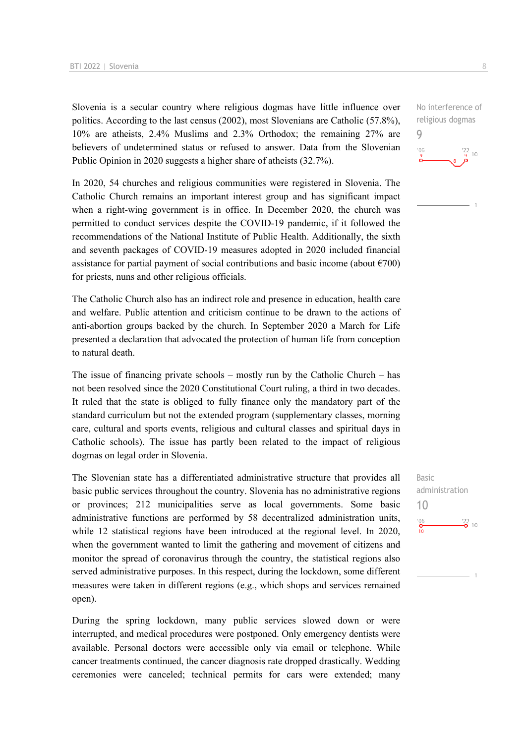Slovenia is a secular country where religious dogmas have little influence over politics. According to the last census (2002), most Slovenians are Catholic (57.8%), 10% are atheists, 2.4% Muslims and 2.3% Orthodox; the remaining 27% are believers of undetermined status or refused to answer. Data from the Slovenian Public Opinion in 2020 suggests a higher share of atheists (32.7%).

No interference of religious dogmas
9

'06: 9 — '22: 9 (min 8), scale 1–10

In 2020, 54 churches and religious communities were registered in Slovenia. The Catholic Church remains an important interest group and has significant impact when a right-wing government is in office. In December 2020, the church was permitted to conduct services despite the COVID-19 pandemic, if it followed the recommendations of the National Institute of Public Health. Additionally, the sixth and seventh packages of COVID-19 measures adopted in 2020 included financial assistance for partial payment of social contributions and basic income (about €700) for priests, nuns and other religious officials.

The Catholic Church also has an indirect role and presence in education, health care and welfare. Public attention and criticism continue to be drawn to the actions of anti-abortion groups backed by the church. In September 2020 a March for Life presented a declaration that advocated the protection of human life from conception to natural death.

The issue of financing private schools – mostly run by the Catholic Church – has not been resolved since the 2020 Constitutional Court ruling, a third in two decades. It ruled that the state is obliged to fully finance only the mandatory part of the standard curriculum but not the extended program (supplementary classes, morning care, cultural and sports events, religious and cultural classes and spiritual days in Catholic schools). The issue has partly been related to the impact of religious dogmas on legal order in Slovenia.

Basic administration
10

'06: 10 — '22: 10, scale 1–10

The Slovenian state has a differentiated administrative structure that provides all basic public services throughout the country. Slovenia has no administrative regions or provinces; 212 municipalities serve as local governments. Some basic administrative functions are performed by 58 decentralized administration units, while 12 statistical regions have been introduced at the regional level. In 2020, when the government wanted to limit the gathering and movement of citizens and monitor the spread of coronavirus through the country, the statistical regions also served administrative purposes. In this respect, during the lockdown, some different measures were taken in different regions (e.g., which shops and services remained open).

During the spring lockdown, many public services slowed down or were interrupted, and medical procedures were postponed. Only emergency dentists were available. Personal doctors were accessible only via email or telephone. While cancer treatments continued, the cancer diagnosis rate dropped drastically. Wedding ceremonies were canceled; technical permits for cars were extended; many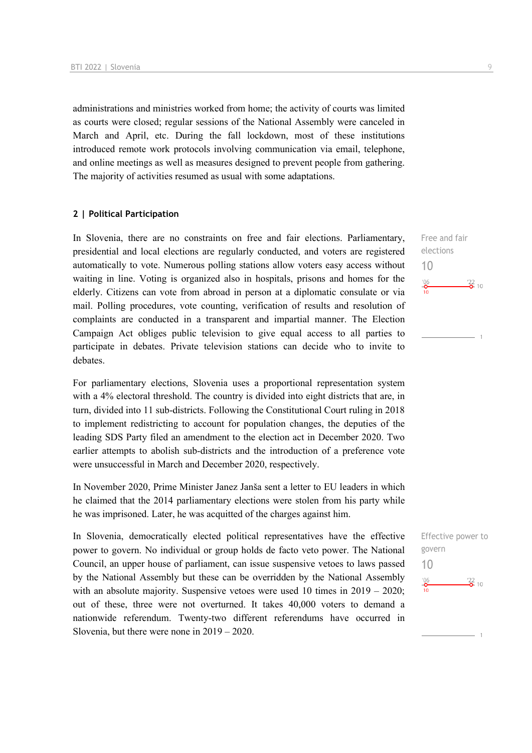administrations and ministries worked from home; the activity of courts was limited as courts were closed; regular sessions of the National Assembly were canceled in March and April, etc. During the fall lockdown, most of these institutions introduced remote work protocols involving communication via email, telephone, and online meetings as well as measures designed to prevent people from gathering. The majority of activities resumed as usual with some adaptations.

## 2 | Political Participation

Free and fair elections
10

'06: 10 | '22: 10

In Slovenia, there are no constraints on free and fair elections. Parliamentary, presidential and local elections are regularly conducted, and voters are registered automatically to vote. Numerous polling stations allow voters easy access without waiting in line. Voting is organized also in hospitals, prisons and homes for the elderly. Citizens can vote from abroad in person at a diplomatic consulate or via mail. Polling procedures, vote counting, verification of results and resolution of complaints are conducted in a transparent and impartial manner. The Election Campaign Act obliges public television to give equal access to all parties to participate in debates. Private television stations can decide who to invite to debates.

For parliamentary elections, Slovenia uses a proportional representation system with a 4% electoral threshold. The country is divided into eight districts that are, in turn, divided into 11 sub-districts. Following the Constitutional Court ruling in 2018 to implement redistricting to account for population changes, the deputies of the leading SDS Party filed an amendment to the election act in December 2020. Two earlier attempts to abolish sub-districts and the introduction of a preference vote were unsuccessful in March and December 2020, respectively.

In November 2020, Prime Minister Janez Janša sent a letter to EU leaders in which he claimed that the 2014 parliamentary elections were stolen from his party while he was imprisoned. Later, he was acquitted of the charges against him.

Effective power to govern
10

'06: 10 | '22: 10

In Slovenia, democratically elected political representatives have the effective power to govern. No individual or group holds de facto veto power. The National Council, an upper house of parliament, can issue suspensive vetoes to laws passed by the National Assembly but these can be overridden by the National Assembly with an absolute majority. Suspensive vetoes were used 10 times in 2019 – 2020; out of these, three were not overturned. It takes 40,000 voters to demand a nationwide referendum. Twenty-two different referendums have occurred in Slovenia, but there were none in 2019 – 2020.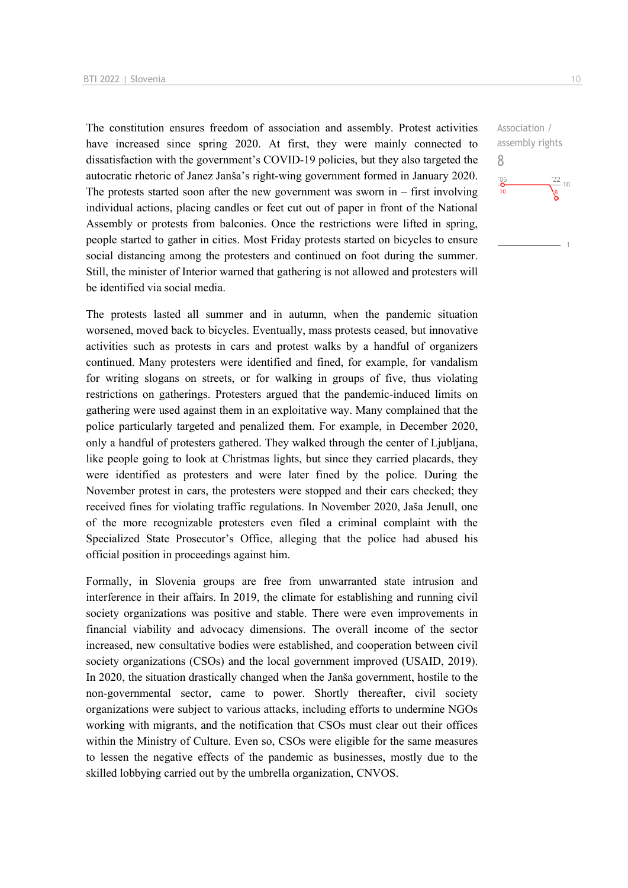The constitution ensures freedom of association and assembly. Protest activities have increased since spring 2020. At first, they were mainly connected to dissatisfaction with the government's COVID-19 policies, but they also targeted the autocratic rhetoric of Janez Janša's right-wing government formed in January 2020. The protests started soon after the new government was sworn in – first involving individual actions, placing candles or feet cut out of paper in front of the National Assembly or protests from balconies. Once the restrictions were lifted in spring, people started to gather in cities. Most Friday protests started on bicycles to ensure social distancing among the protesters and continued on foot during the summer. Still, the minister of Interior warned that gathering is not allowed and protesters will be identified via social media.

Association / assembly rights
8

The protests lasted all summer and in autumn, when the pandemic situation worsened, moved back to bicycles. Eventually, mass protests ceased, but innovative activities such as protests in cars and protest walks by a handful of organizers continued. Many protesters were identified and fined, for example, for vandalism for writing slogans on streets, or for walking in groups of five, thus violating restrictions on gatherings. Protesters argued that the pandemic-induced limits on gathering were used against them in an exploitative way. Many complained that the police particularly targeted and penalized them. For example, in December 2020, only a handful of protesters gathered. They walked through the center of Ljubljana, like people going to look at Christmas lights, but since they carried placards, they were identified as protesters and were later fined by the police. During the November protest in cars, the protesters were stopped and their cars checked; they received fines for violating traffic regulations. In November 2020, Jaša Jenull, one of the more recognizable protesters even filed a criminal complaint with the Specialized State Prosecutor's Office, alleging that the police had abused his official position in proceedings against him.

Formally, in Slovenia groups are free from unwarranted state intrusion and interference in their affairs. In 2019, the climate for establishing and running civil society organizations was positive and stable. There were even improvements in financial viability and advocacy dimensions. The overall income of the sector increased, new consultative bodies were established, and cooperation between civil society organizations (CSOs) and the local government improved (USAID, 2019). In 2020, the situation drastically changed when the Janša government, hostile to the non-governmental sector, came to power. Shortly thereafter, civil society organizations were subject to various attacks, including efforts to undermine NGOs working with migrants, and the notification that CSOs must clear out their offices within the Ministry of Culture. Even so, CSOs were eligible for the same measures to lessen the negative effects of the pandemic as businesses, mostly due to the skilled lobbying carried out by the umbrella organization, CNVOS.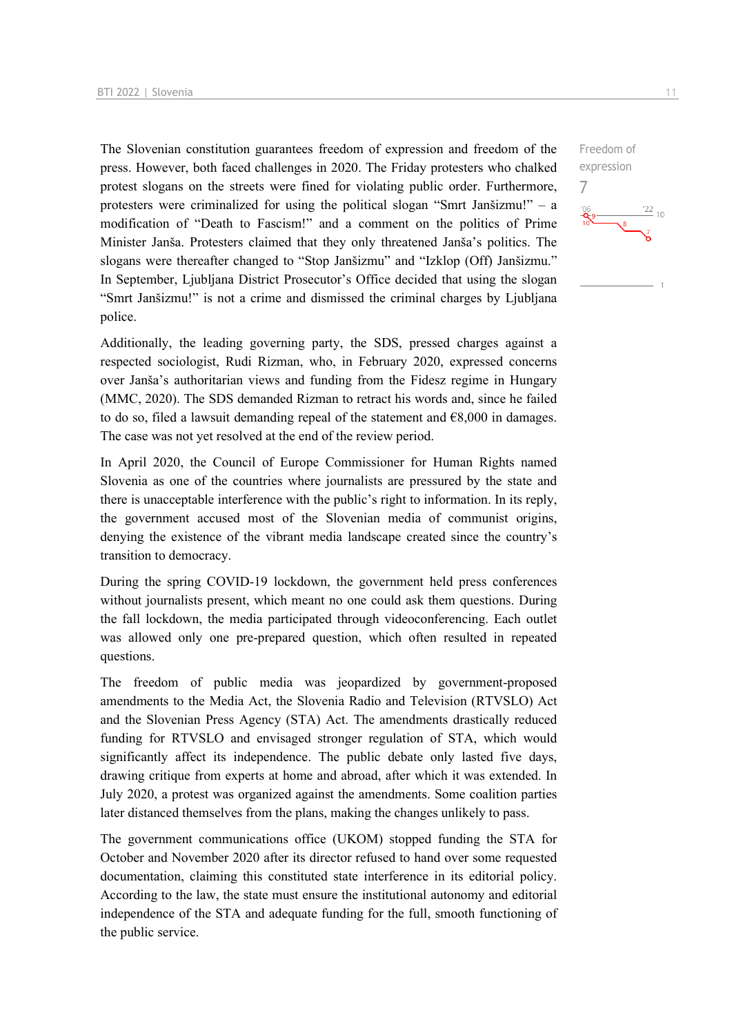Freedom of expression
7

The Slovenian constitution guarantees freedom of expression and freedom of the press. However, both faced challenges in 2020. The Friday protesters who chalked protest slogans on the streets were fined for violating public order. Furthermore, protesters were criminalized for using the political slogan "Smrt Janšizmu!" – a modification of "Death to Fascism!" and a comment on the politics of Prime Minister Janša. Protesters claimed that they only threatened Janša's politics. The slogans were thereafter changed to "Stop Janšizmu" and "Izklop (Off) Janšizmu." In September, Ljubljana District Prosecutor's Office decided that using the slogan "Smrt Janšizmu!" is not a crime and dismissed the criminal charges by Ljubljana police.

Additionally, the leading governing party, the SDS, pressed charges against a respected sociologist, Rudi Rizman, who, in February 2020, expressed concerns over Janša's authoritarian views and funding from the Fidesz regime in Hungary (MMC, 2020). The SDS demanded Rizman to retract his words and, since he failed to do so, filed a lawsuit demanding repeal of the statement and €8,000 in damages. The case was not yet resolved at the end of the review period.

In April 2020, the Council of Europe Commissioner for Human Rights named Slovenia as one of the countries where journalists are pressured by the state and there is unacceptable interference with the public's right to information. In its reply, the government accused most of the Slovenian media of communist origins, denying the existence of the vibrant media landscape created since the country's transition to democracy.

During the spring COVID-19 lockdown, the government held press conferences without journalists present, which meant no one could ask them questions. During the fall lockdown, the media participated through videoconferencing. Each outlet was allowed only one pre-prepared question, which often resulted in repeated questions.

The freedom of public media was jeopardized by government-proposed amendments to the Media Act, the Slovenia Radio and Television (RTVSLO) Act and the Slovenian Press Agency (STA) Act. The amendments drastically reduced funding for RTVSLO and envisaged stronger regulation of STA, which would significantly affect its independence. The public debate only lasted five days, drawing critique from experts at home and abroad, after which it was extended. In July 2020, a protest was organized against the amendments. Some coalition parties later distanced themselves from the plans, making the changes unlikely to pass.

The government communications office (UKOM) stopped funding the STA for October and November 2020 after its director refused to hand over some requested documentation, claiming this constituted state interference in its editorial policy. According to the law, the state must ensure the institutional autonomy and editorial independence of the STA and adequate funding for the full, smooth functioning of the public service.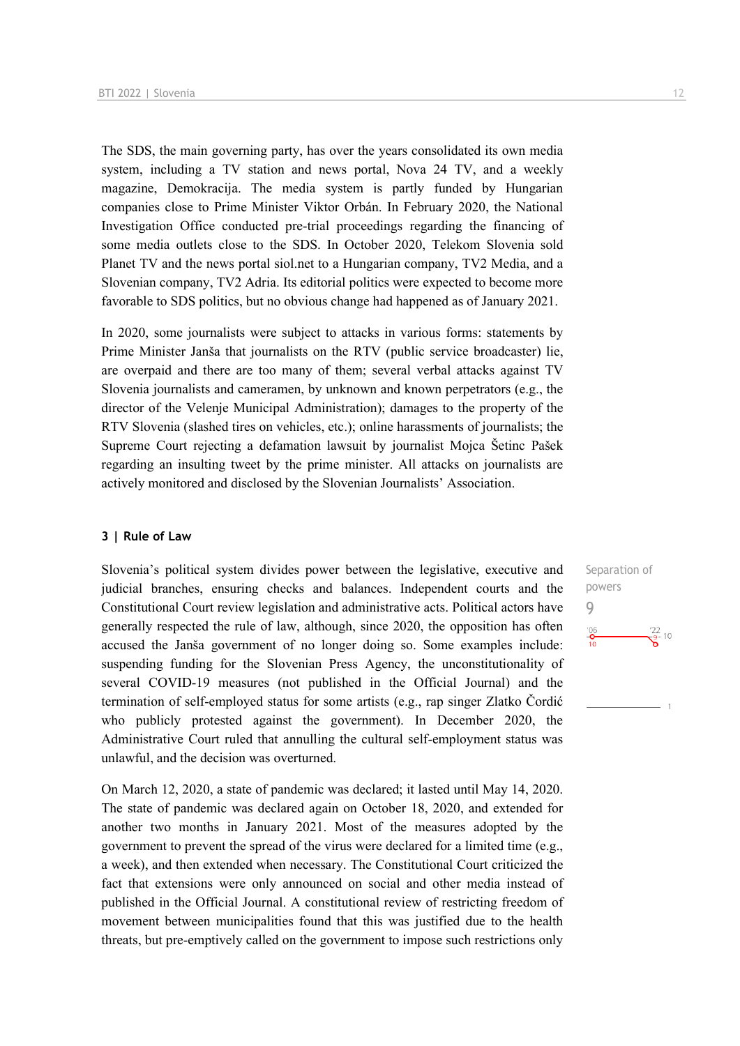The SDS, the main governing party, has over the years consolidated its own media system, including a TV station and news portal, Nova 24 TV, and a weekly magazine, Demokracija. The media system is partly funded by Hungarian companies close to Prime Minister Viktor Orbán. In February 2020, the National Investigation Office conducted pre-trial proceedings regarding the financing of some media outlets close to the SDS. In October 2020, Telekom Slovenia sold Planet TV and the news portal siol.net to a Hungarian company, TV2 Media, and a Slovenian company, TV2 Adria. Its editorial politics were expected to become more favorable to SDS politics, but no obvious change had happened as of January 2021.

In 2020, some journalists were subject to attacks in various forms: statements by Prime Minister Janša that journalists on the RTV (public service broadcaster) lie, are overpaid and there are too many of them; several verbal attacks against TV Slovenia journalists and cameramen, by unknown and known perpetrators (e.g., the director of the Velenje Municipal Administration); damages to the property of the RTV Slovenia (slashed tires on vehicles, etc.); online harassments of journalists; the Supreme Court rejecting a defamation lawsuit by journalist Mojca Šetinc Pašek regarding an insulting tweet by the prime minister. All attacks on journalists are actively monitored and disclosed by the Slovenian Journalists' Association.

### 3 | Rule of Law

Separation of powers
9

Slovenia's political system divides power between the legislative, executive and judicial branches, ensuring checks and balances. Independent courts and the Constitutional Court review legislation and administrative acts. Political actors have generally respected the rule of law, although, since 2020, the opposition has often accused the Janša government of no longer doing so. Some examples include: suspending funding for the Slovenian Press Agency, the unconstitutionality of several COVID-19 measures (not published in the Official Journal) and the termination of self-employed status for some artists (e.g., rap singer Zlatko Čordić who publicly protested against the government). In December 2020, the Administrative Court ruled that annulling the cultural self-employment status was unlawful, and the decision was overturned.

On March 12, 2020, a state of pandemic was declared; it lasted until May 14, 2020. The state of pandemic was declared again on October 18, 2020, and extended for another two months in January 2021. Most of the measures adopted by the government to prevent the spread of the virus were declared for a limited time (e.g., a week), and then extended when necessary. The Constitutional Court criticized the fact that extensions were only announced on social and other media instead of published in the Official Journal. A constitutional review of restricting freedom of movement between municipalities found that this was justified due to the health threats, but pre-emptively called on the government to impose such restrictions only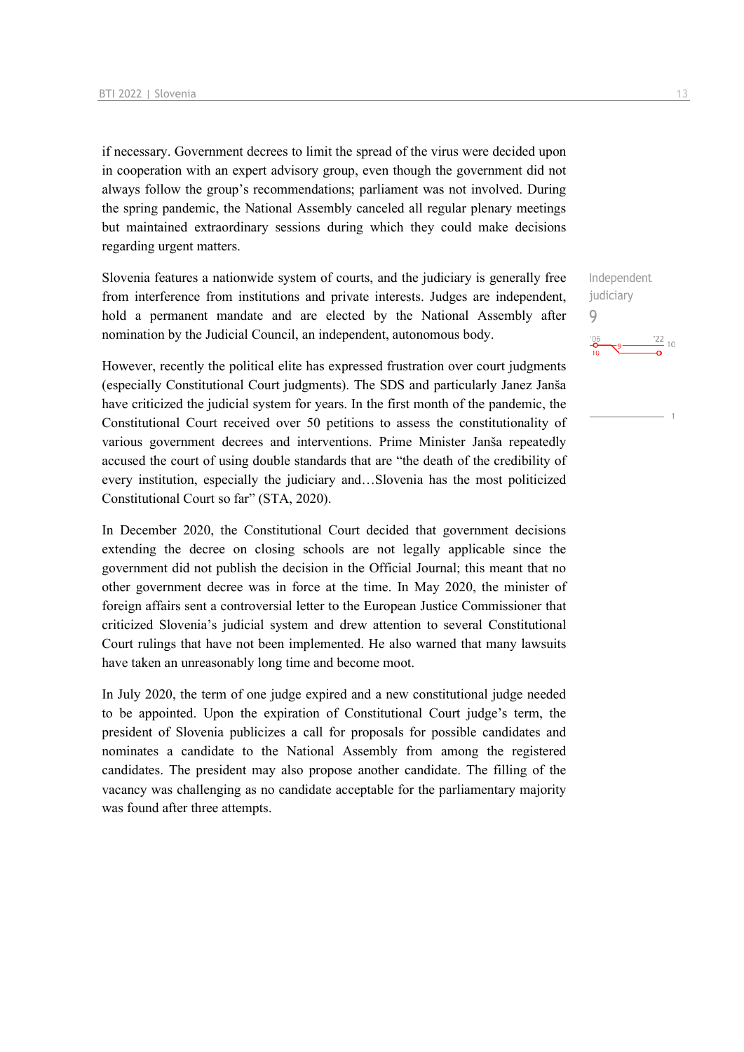if necessary. Government decrees to limit the spread of the virus were decided upon in cooperation with an expert advisory group, even though the government did not always follow the group's recommendations; parliament was not involved. During the spring pandemic, the National Assembly canceled all regular plenary meetings but maintained extraordinary sessions during which they could make decisions regarding urgent matters.

Independent judiciary
9

'06 10 — 9 — '22 10

Slovenia features a nationwide system of courts, and the judiciary is generally free from interference from institutions and private interests. Judges are independent, hold a permanent mandate and are elected by the National Assembly after nomination by the Judicial Council, an independent, autonomous body.

However, recently the political elite has expressed frustration over court judgments (especially Constitutional Court judgments). The SDS and particularly Janez Janša have criticized the judicial system for years. In the first month of the pandemic, the Constitutional Court received over 50 petitions to assess the constitutionality of various government decrees and interventions. Prime Minister Janša repeatedly accused the court of using double standards that are "the death of the credibility of every institution, especially the judiciary and…Slovenia has the most politicized Constitutional Court so far" (STA, 2020).

In December 2020, the Constitutional Court decided that government decisions extending the decree on closing schools are not legally applicable since the government did not publish the decision in the Official Journal; this meant that no other government decree was in force at the time. In May 2020, the minister of foreign affairs sent a controversial letter to the European Justice Commissioner that criticized Slovenia's judicial system and drew attention to several Constitutional Court rulings that have not been implemented. He also warned that many lawsuits have taken an unreasonably long time and become moot.

In July 2020, the term of one judge expired and a new constitutional judge needed to be appointed. Upon the expiration of Constitutional Court judge's term, the president of Slovenia publicizes a call for proposals for possible candidates and nominates a candidate to the National Assembly from among the registered candidates. The president may also propose another candidate. The filling of the vacancy was challenging as no candidate acceptable for the parliamentary majority was found after three attempts.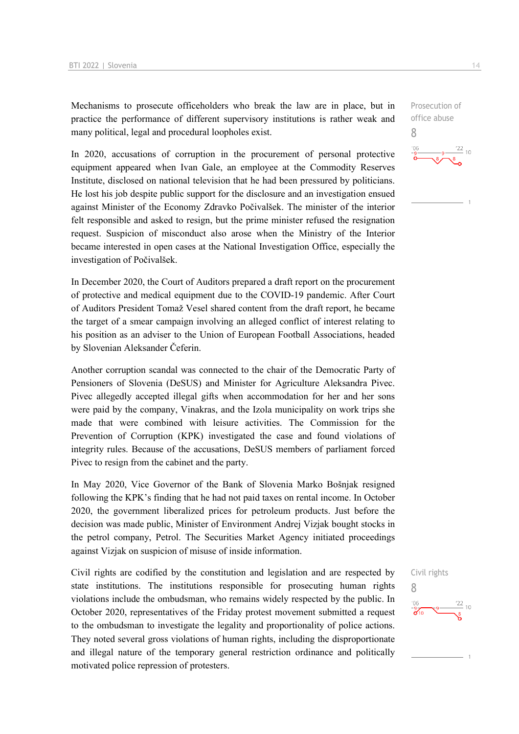Mechanisms to prosecute officeholders who break the law are in place, but in practice the performance of different supervisory institutions is rather weak and many political, legal and procedural loopholes exist.

Prosecution of office abuse
8

In 2020, accusations of corruption in the procurement of personal protective equipment appeared when Ivan Gale, an employee at the Commodity Reserves Institute, disclosed on national television that he had been pressured by politicians. He lost his job despite public support for the disclosure and an investigation ensued against Minister of the Economy Zdravko Počivalšek. The minister of the interior felt responsible and asked to resign, but the prime minister refused the resignation request. Suspicion of misconduct also arose when the Ministry of the Interior became interested in open cases at the National Investigation Office, especially the investigation of Počivalšek.

In December 2020, the Court of Auditors prepared a draft report on the procurement of protective and medical equipment due to the COVID-19 pandemic. After Court of Auditors President Tomaž Vesel shared content from the draft report, he became the target of a smear campaign involving an alleged conflict of interest relating to his position as an adviser to the Union of European Football Associations, headed by Slovenian Aleksander Čeferin.

Another corruption scandal was connected to the chair of the Democratic Party of Pensioners of Slovenia (DeSUS) and Minister for Agriculture Aleksandra Pivec. Pivec allegedly accepted illegal gifts when accommodation for her and her sons were paid by the company, Vinakras, and the Izola municipality on work trips she made that were combined with leisure activities. The Commission for the Prevention of Corruption (KPK) investigated the case and found violations of integrity rules. Because of the accusations, DeSUS members of parliament forced Pivec to resign from the cabinet and the party.

In May 2020, Vice Governor of the Bank of Slovenia Marko Bošnjak resigned following the KPK's finding that he had not paid taxes on rental income. In October 2020, the government liberalized prices for petroleum products. Just before the decision was made public, Minister of Environment Andrej Vizjak bought stocks in the petrol company, Petrol. The Securities Market Agency initiated proceedings against Vizjak on suspicion of misuse of inside information.

Civil rights are codified by the constitution and legislation and are respected by state institutions. The institutions responsible for prosecuting human rights violations include the ombudsman, who remains widely respected by the public. In October 2020, representatives of the Friday protest movement submitted a request to the ombudsman to investigate the legality and proportionality of police actions. They noted several gross violations of human rights, including the disproportionate and illegal nature of the temporary general restriction ordinance and politically motivated police repression of protesters.

Civil rights
8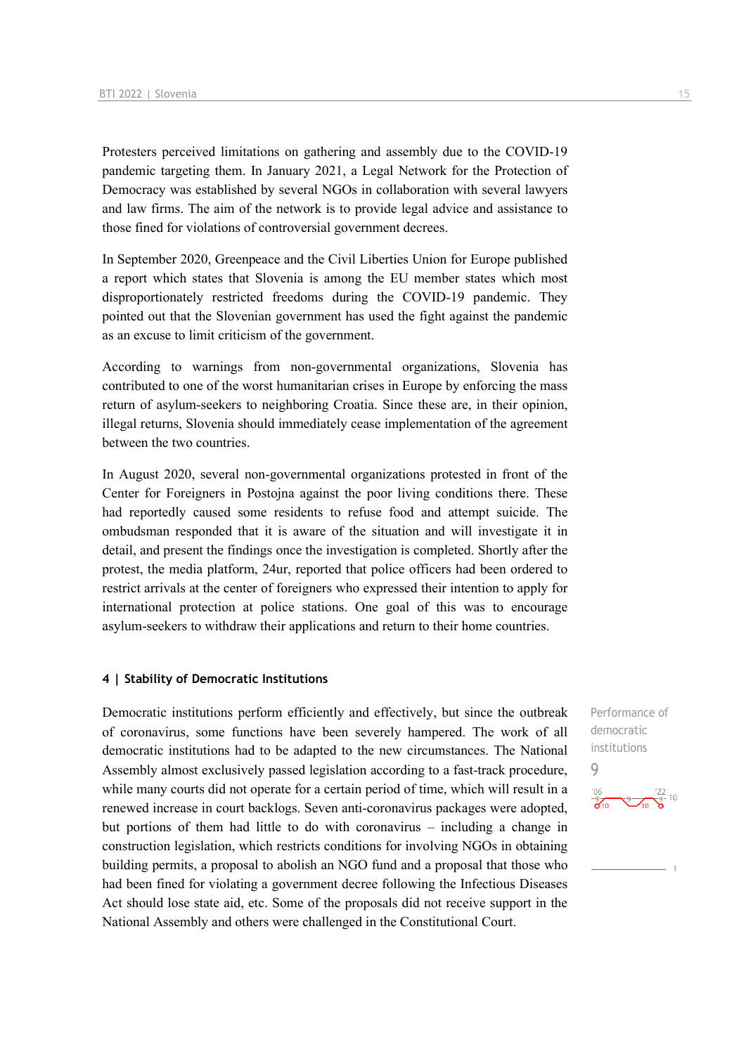Protesters perceived limitations on gathering and assembly due to the COVID-19 pandemic targeting them. In January 2021, a Legal Network for the Protection of Democracy was established by several NGOs in collaboration with several lawyers and law firms. The aim of the network is to provide legal advice and assistance to those fined for violations of controversial government decrees.

In September 2020, Greenpeace and the Civil Liberties Union for Europe published a report which states that Slovenia is among the EU member states which most disproportionately restricted freedoms during the COVID-19 pandemic. They pointed out that the Slovenian government has used the fight against the pandemic as an excuse to limit criticism of the government.

According to warnings from non-governmental organizations, Slovenia has contributed to one of the worst humanitarian crises in Europe by enforcing the mass return of asylum-seekers to neighboring Croatia. Since these are, in their opinion, illegal returns, Slovenia should immediately cease implementation of the agreement between the two countries.

In August 2020, several non-governmental organizations protested in front of the Center for Foreigners in Postojna against the poor living conditions there. These had reportedly caused some residents to refuse food and attempt suicide. The ombudsman responded that it is aware of the situation and will investigate it in detail, and present the findings once the investigation is completed. Shortly after the protest, the media platform, 24ur, reported that police officers had been ordered to restrict arrivals at the center of foreigners who expressed their intention to apply for international protection at police stations. One goal of this was to encourage asylum-seekers to withdraw their applications and return to their home countries.

## 4 | Stability of Democratic Institutions

Performance of democratic institutions

9

Democratic institutions perform efficiently and effectively, but since the outbreak of coronavirus, some functions have been severely hampered. The work of all democratic institutions had to be adapted to the new circumstances. The National Assembly almost exclusively passed legislation according to a fast-track procedure, while many courts did not operate for a certain period of time, which will result in a renewed increase in court backlogs. Seven anti-coronavirus packages were adopted, but portions of them had little to do with coronavirus – including a change in construction legislation, which restricts conditions for involving NGOs in obtaining building permits, a proposal to abolish an NGO fund and a proposal that those who had been fined for violating a government decree following the Infectious Diseases Act should lose state aid, etc. Some of the proposals did not receive support in the National Assembly and others were challenged in the Constitutional Court.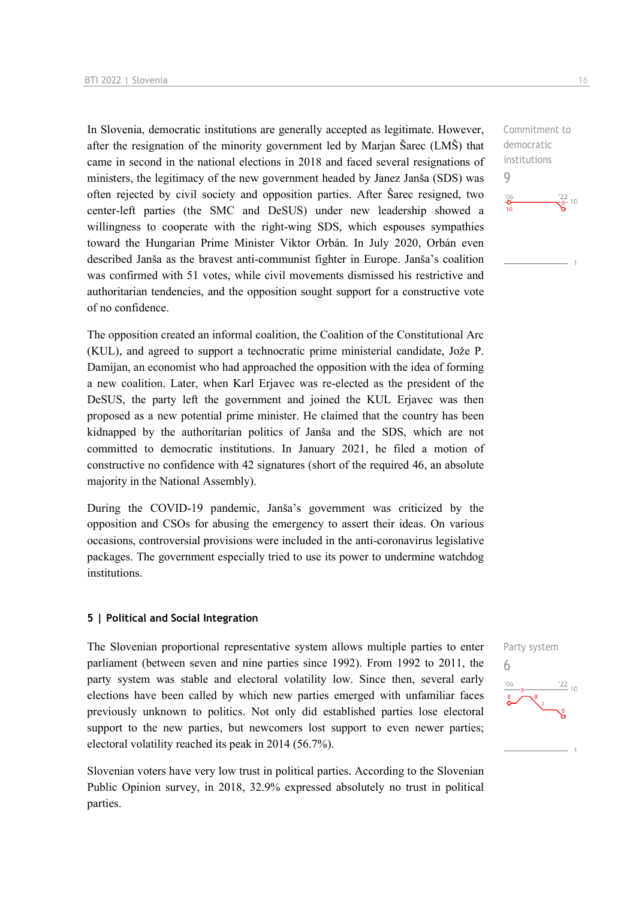Commitment to democratic institutions

9

In Slovenia, democratic institutions are generally accepted as legitimate. However, after the resignation of the minority government led by Marjan Šarec (LMŠ) that came in second in the national elections in 2018 and faced several resignations of ministers, the legitimacy of the new government headed by Janez Janša (SDS) was often rejected by civil society and opposition parties. After Šarec resigned, two center-left parties (the SMC and DeSUS) under new leadership showed a willingness to cooperate with the right-wing SDS, which espouses sympathies toward the Hungarian Prime Minister Viktor Orbán. In July 2020, Orbán even described Janša as the bravest anti-communist fighter in Europe. Janša's coalition was confirmed with 51 votes, while civil movements dismissed his restrictive and authoritarian tendencies, and the opposition sought support for a constructive vote of no confidence.

The opposition created an informal coalition, the Coalition of the Constitutional Arc (KUL), and agreed to support a technocratic prime ministerial candidate, Jože P. Damijan, an economist who had approached the opposition with the idea of forming a new coalition. Later, when Karl Erjavec was re-elected as the president of the DeSUS, the party left the government and joined the KUL Erjavec was then proposed as a new potential prime minister. He claimed that the country has been kidnapped by the authoritarian politics of Janša and the SDS, which are not committed to democratic institutions. In January 2021, he filed a motion of constructive no confidence with 42 signatures (short of the required 46, an absolute majority in the National Assembly).

During the COVID-19 pandemic, Janša's government was criticized by the opposition and CSOs for abusing the emergency to assert their ideas. On various occasions, controversial provisions were included in the anti-coronavirus legislative packages. The government especially tried to use its power to undermine watchdog institutions.

## 5 | Political and Social Integration

Party system

6

The Slovenian proportional representative system allows multiple parties to enter parliament (between seven and nine parties since 1992). From 1992 to 2011, the party system was stable and electoral volatility low. Since then, several early elections have been called by which new parties emerged with unfamiliar faces previously unknown to politics. Not only did established parties lose electoral support to the new parties, but newcomers lost support to even newer parties; electoral volatility reached its peak in 2014 (56.7%).

Slovenian voters have very low trust in political parties. According to the Slovenian Public Opinion survey, in 2018, 32.9% expressed absolutely no trust in political parties.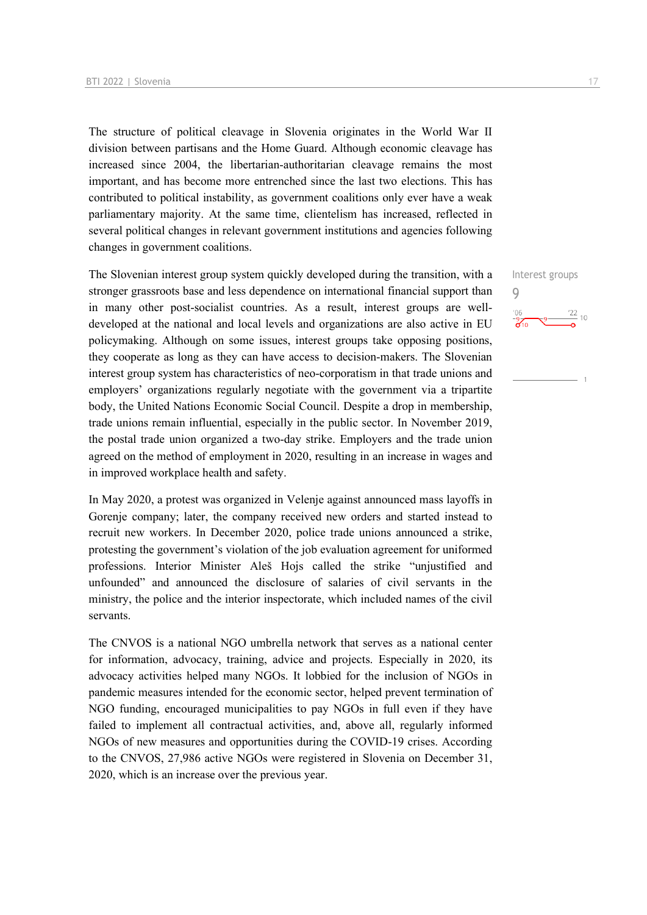The structure of political cleavage in Slovenia originates in the World War II division between partisans and the Home Guard. Although economic cleavage has increased since 2004, the libertarian-authoritarian cleavage remains the most important, and has become more entrenched since the last two elections. This has contributed to political instability, as government coalitions only ever have a weak parliamentary majority. At the same time, clientelism has increased, reflected in several political changes in relevant government institutions and agencies following changes in government coalitions.

The Slovenian interest group system quickly developed during the transition, with a stronger grassroots base and less dependence on international financial support than in many other post-socialist countries. As a result, interest groups are well-developed at the national and local levels and organizations are also active in EU policymaking. Although on some issues, interest groups take opposing positions, they cooperate as long as they can have access to decision-makers. The Slovenian interest group system has characteristics of neo-corporatism in that trade unions and employers' organizations regularly negotiate with the government via a tripartite body, the United Nations Economic Social Council. Despite a drop in membership, trade unions remain influential, especially in the public sector. In November 2019, the postal trade union organized a two-day strike. Employers and the trade union agreed on the method of employment in 2020, resulting in an increase in wages and in improved workplace health and safety.

Interest groups
9

In May 2020, a protest was organized in Velenje against announced mass layoffs in Gorenje company; later, the company received new orders and started instead to recruit new workers. In December 2020, police trade unions announced a strike, protesting the government's violation of the job evaluation agreement for uniformed professions. Interior Minister Aleš Hojs called the strike "unjustified and unfounded" and announced the disclosure of salaries of civil servants in the ministry, the police and the interior inspectorate, which included names of the civil servants.

The CNVOS is a national NGO umbrella network that serves as a national center for information, advocacy, training, advice and projects. Especially in 2020, its advocacy activities helped many NGOs. It lobbied for the inclusion of NGOs in pandemic measures intended for the economic sector, helped prevent termination of NGO funding, encouraged municipalities to pay NGOs in full even if they have failed to implement all contractual activities, and, above all, regularly informed NGOs of new measures and opportunities during the COVID-19 crises. According to the CNVOS, 27,986 active NGOs were registered in Slovenia on December 31, 2020, which is an increase over the previous year.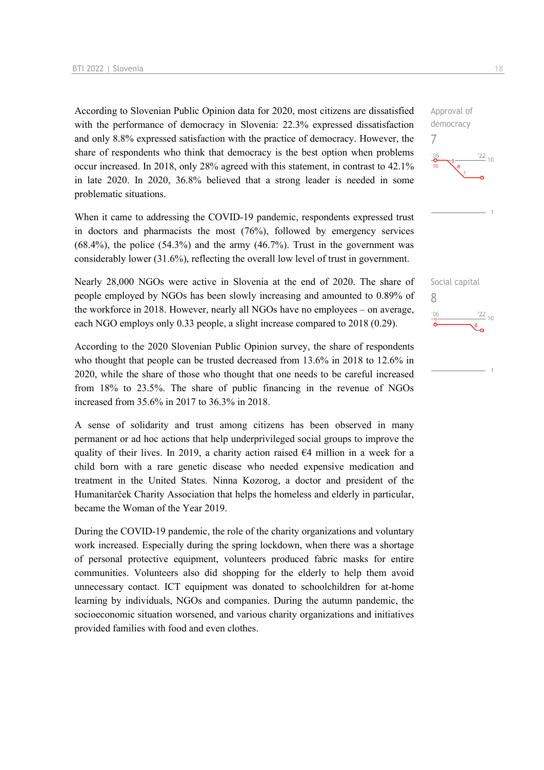According to Slovenian Public Opinion data for 2020, most citizens are dissatisfied with the performance of democracy in Slovenia: 22.3% expressed dissatisfaction and only 8.8% expressed satisfaction with the practice of democracy. However, the share of respondents who think that democracy is the best option when problems occur increased. In 2018, only 28% agreed with this statement, in contrast to 42.1% in late 2020. In 2020, 36.8% believed that a strong leader is needed in some problematic situations.

Approval of democracy
7

When it came to addressing the COVID-19 pandemic, respondents expressed trust in doctors and pharmacists the most (76%), followed by emergency services (68.4%), the police (54.3%) and the army (46.7%). Trust in the government was considerably lower (31.6%), reflecting the overall low level of trust in government.

Nearly 28,000 NGOs were active in Slovenia at the end of 2020. The share of people employed by NGOs has been slowly increasing and amounted to 0.89% of the workforce in 2018. However, nearly all NGOs have no employees – on average, each NGO employs only 0.33 people, a slight increase compared to 2018 (0.29).

Social capital
8

According to the 2020 Slovenian Public Opinion survey, the share of respondents who thought that people can be trusted decreased from 13.6% in 2018 to 12.6% in 2020, while the share of those who thought that one needs to be careful increased from 18% to 23.5%. The share of public financing in the revenue of NGOs increased from 35.6% in 2017 to 36.3% in 2018.

A sense of solidarity and trust among citizens has been observed in many permanent or ad hoc actions that help underprivileged social groups to improve the quality of their lives. In 2019, a charity action raised €4 million in a week for a child born with a rare genetic disease who needed expensive medication and treatment in the United States. Ninna Kozorog, a doctor and president of the Humanitarček Charity Association that helps the homeless and elderly in particular, became the Woman of the Year 2019.

During the COVID-19 pandemic, the role of the charity organizations and voluntary work increased. Especially during the spring lockdown, when there was a shortage of personal protective equipment, volunteers produced fabric masks for entire communities. Volunteers also did shopping for the elderly to help them avoid unnecessary contact. ICT equipment was donated to schoolchildren for at-home learning by individuals, NGOs and companies. During the autumn pandemic, the socioeconomic situation worsened, and various charity organizations and initiatives provided families with food and even clothes.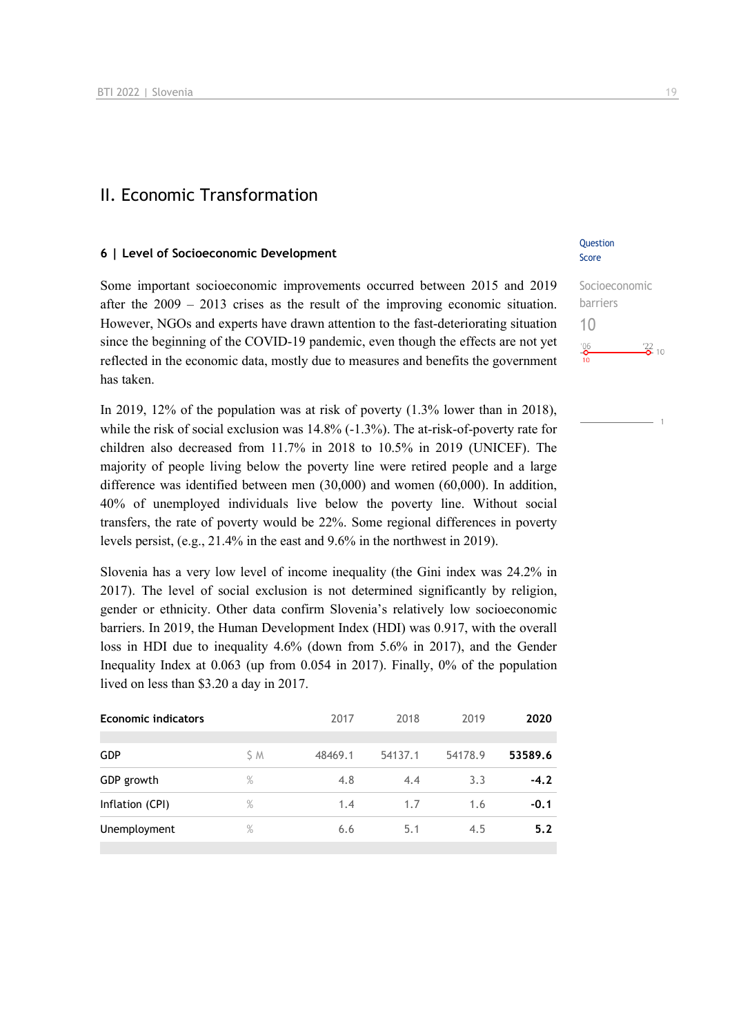## II. Economic Transformation

### 6 | Level of Socioeconomic Development

Question
Score

Some important socioeconomic improvements occurred between 2015 and 2019 after the 2009 – 2013 crises as the result of the improving economic situation. However, NGOs and experts have drawn attention to the fast-deteriorating situation since the beginning of the COVID-19 pandemic, even though the effects are not yet reflected in the economic data, mostly due to measures and benefits the government has taken.

Socioeconomic barriers
10

'06 10 '22 10

In 2019, 12% of the population was at risk of poverty (1.3% lower than in 2018), while the risk of social exclusion was 14.8% (-1.3%). The at-risk-of-poverty rate for children also decreased from 11.7% in 2018 to 10.5% in 2019 (UNICEF). The majority of people living below the poverty line were retired people and a large difference was identified between men (30,000) and women (60,000). In addition, 40% of unemployed individuals live below the poverty line. Without social transfers, the rate of poverty would be 22%. Some regional differences in poverty levels persist, (e.g., 21.4% in the east and 9.6% in the northwest in 2019).

Slovenia has a very low level of income inequality (the Gini index was 24.2% in 2017). The level of social exclusion is not determined significantly by religion, gender or ethnicity. Other data confirm Slovenia's relatively low socioeconomic barriers. In 2019, the Human Development Index (HDI) was 0.917, with the overall loss in HDI due to inequality 4.6% (down from 5.6% in 2017), and the Gender Inequality Index at 0.063 (up from 0.054 in 2017). Finally, 0% of the population lived on less than $3.20 a day in 2017.

| Economic indicators | | 2017 | 2018 | 2019 | **2020** |
|---|---|---|---|---|---|
| GDP | $ M | 48469.1 | 54137.1 | 54178.9 | **53589.6** |
| GDP growth | % | 4.8 | 4.4 | 3.3 | **-4.2** |
| Inflation (CPI) | % | 1.4 | 1.7 | 1.6 | **-0.1** |
| Unemployment | % | 6.6 | 5.1 | 4.5 | **5.2** |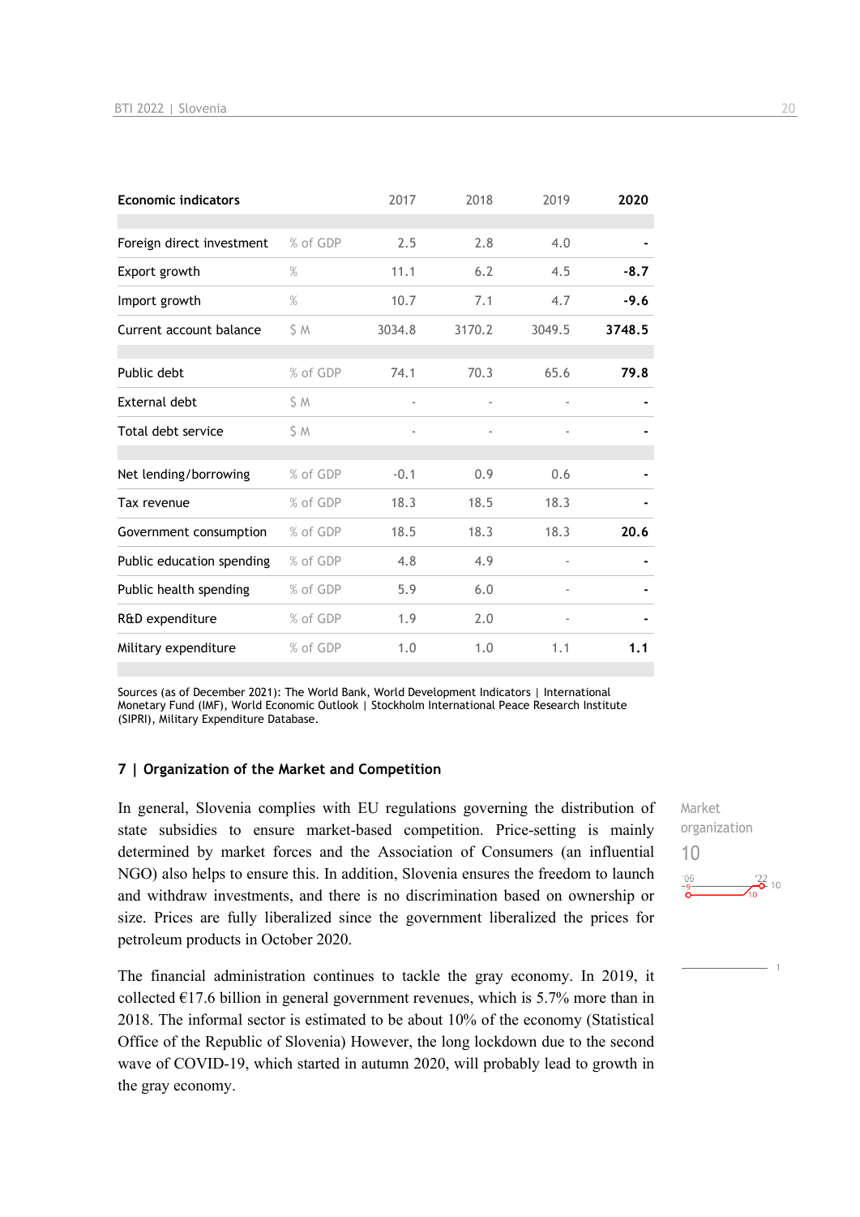| Economic indicators | | 2017 | 2018 | 2019 | 2020 |
|---|---|---|---|---|---|
| Foreign direct investment | % of GDP | 2.5 | 2.8 | 4.0 | - |
| Export growth | % | 11.1 | 6.2 | 4.5 | -8.7 |
| Import growth | % | 10.7 | 7.1 | 4.7 | -9.6 |
| Current account balance | $ M | 3034.8 | 3170.2 | 3049.5 | 3748.5 |
| Public debt | % of GDP | 74.1 | 70.3 | 65.6 | 79.8 |
| External debt | $ M | - | - | - | - |
| Total debt service | $ M | - | - | - | - |
| Net lending/borrowing | % of GDP | -0.1 | 0.9 | 0.6 | - |
| Tax revenue | % of GDP | 18.3 | 18.5 | 18.3 | - |
| Government consumption | % of GDP | 18.5 | 18.3 | 18.3 | 20.6 |
| Public education spending | % of GDP | 4.8 | 4.9 | - | - |
| Public health spending | % of GDP | 5.9 | 6.0 | - | - |
| R&D expenditure | % of GDP | 1.9 | 2.0 | - | - |
| Military expenditure | % of GDP | 1.0 | 1.0 | 1.1 | 1.1 |

Sources (as of December 2021): The World Bank, World Development Indicators | International Monetary Fund (IMF), World Economic Outlook | Stockholm International Peace Research Institute (SIPRI), Military Expenditure Database.

## 7 | Organization of the Market and Competition

Market organization
10

In general, Slovenia complies with EU regulations governing the distribution of state subsidies to ensure market-based competition. Price-setting is mainly determined by market forces and the Association of Consumers (an influential NGO) also helps to ensure this. In addition, Slovenia ensures the freedom to launch and withdraw investments, and there is no discrimination based on ownership or size. Prices are fully liberalized since the government liberalized the prices for petroleum products in October 2020.

The financial administration continues to tackle the gray economy. In 2019, it collected €17.6 billion in general government revenues, which is 5.7% more than in 2018. The informal sector is estimated to be about 10% of the economy (Statistical Office of the Republic of Slovenia) However, the long lockdown due to the second wave of COVID-19, which started in autumn 2020, will probably lead to growth in the gray economy.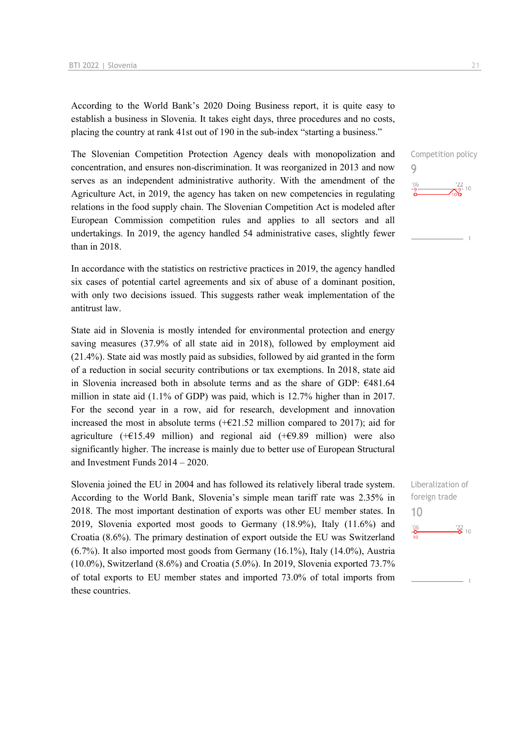According to the World Bank's 2020 Doing Business report, it is quite easy to establish a business in Slovenia. It takes eight days, three procedures and no costs, placing the country at rank 41st out of 190 in the sub-index "starting a business."

Competition policy
9

The Slovenian Competition Protection Agency deals with monopolization and concentration, and ensures non-discrimination. It was reorganized in 2013 and now serves as an independent administrative authority. With the amendment of the Agriculture Act, in 2019, the agency has taken on new competencies in regulating relations in the food supply chain. The Slovenian Competition Act is modeled after European Commission competition rules and applies to all sectors and all undertakings. In 2019, the agency handled 54 administrative cases, slightly fewer than in 2018.

In accordance with the statistics on restrictive practices in 2019, the agency handled six cases of potential cartel agreements and six of abuse of a dominant position, with only two decisions issued. This suggests rather weak implementation of the antitrust law.

State aid in Slovenia is mostly intended for environmental protection and energy saving measures (37.9% of all state aid in 2018), followed by employment aid (21.4%). State aid was mostly paid as subsidies, followed by aid granted in the form of a reduction in social security contributions or tax exemptions. In 2018, state aid in Slovenia increased both in absolute terms and as the share of GDP: €481.64 million in state aid (1.1% of GDP) was paid, which is 12.7% higher than in 2017. For the second year in a row, aid for research, development and innovation increased the most in absolute terms (+€21.52 million compared to 2017); aid for agriculture (+€15.49 million) and regional aid (+€9.89 million) were also significantly higher. The increase is mainly due to better use of European Structural and Investment Funds 2014 – 2020.

Liberalization of foreign trade
10

Slovenia joined the EU in 2004 and has followed its relatively liberal trade system. According to the World Bank, Slovenia's simple mean tariff rate was 2.35% in 2018. The most important destination of exports was other EU member states. In 2019, Slovenia exported most goods to Germany (18.9%), Italy (11.6%) and Croatia (8.6%). The primary destination of export outside the EU was Switzerland (6.7%). It also imported most goods from Germany (16.1%), Italy (14.0%), Austria (10.0%), Switzerland (8.6%) and Croatia (5.0%). In 2019, Slovenia exported 73.7% of total exports to EU member states and imported 73.0% of total imports from these countries.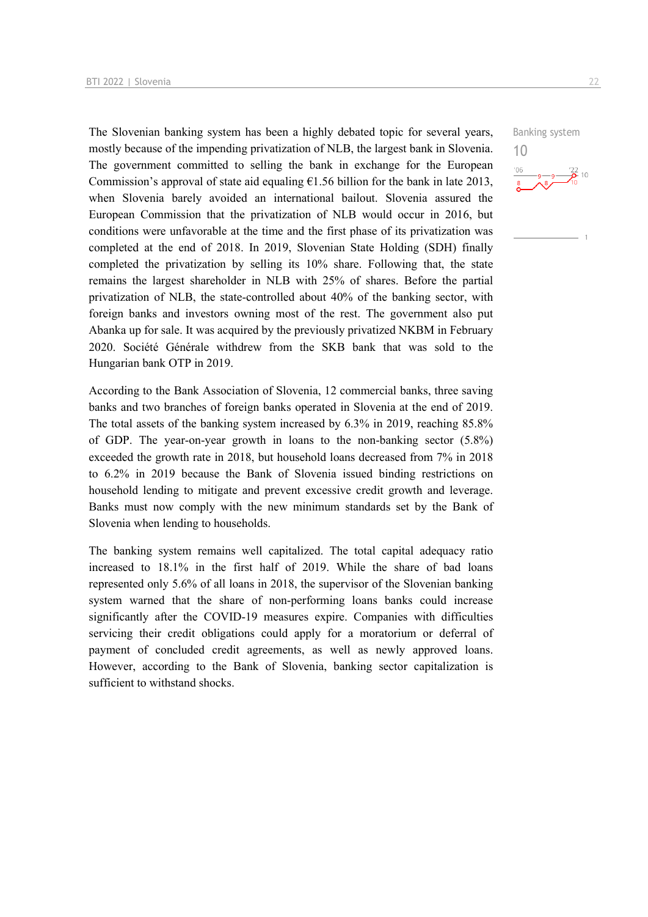The Slovenian banking system has been a highly debated topic for several years, mostly because of the impending privatization of NLB, the largest bank in Slovenia. The government committed to selling the bank in exchange for the European Commission's approval of state aid equaling €1.56 billion for the bank in late 2013, when Slovenia barely avoided an international bailout. Slovenia assured the European Commission that the privatization of NLB would occur in 2016, but conditions were unfavorable at the time and the first phase of its privatization was completed at the end of 2018. In 2019, Slovenian State Holding (SDH) finally completed the privatization by selling its 10% share. Following that, the state remains the largest shareholder in NLB with 25% of shares. Before the partial privatization of NLB, the state-controlled about 40% of the banking sector, with foreign banks and investors owning most of the rest. The government also put Abanka up for sale. It was acquired by the previously privatized NKBM in February 2020. Société Générale withdrew from the SKB bank that was sold to the Hungarian bank OTP in 2019.

Banking system
10

According to the Bank Association of Slovenia, 12 commercial banks, three saving banks and two branches of foreign banks operated in Slovenia at the end of 2019. The total assets of the banking system increased by 6.3% in 2019, reaching 85.8% of GDP. The year-on-year growth in loans to the non-banking sector (5.8%) exceeded the growth rate in 2018, but household loans decreased from 7% in 2018 to 6.2% in 2019 because the Bank of Slovenia issued binding restrictions on household lending to mitigate and prevent excessive credit growth and leverage. Banks must now comply with the new minimum standards set by the Bank of Slovenia when lending to households.

The banking system remains well capitalized. The total capital adequacy ratio increased to 18.1% in the first half of 2019. While the share of bad loans represented only 5.6% of all loans in 2018, the supervisor of the Slovenian banking system warned that the share of non-performing loans banks could increase significantly after the COVID-19 measures expire. Companies with difficulties servicing their credit obligations could apply for a moratorium or deferral of payment of concluded credit agreements, as well as newly approved loans. However, according to the Bank of Slovenia, banking sector capitalization is sufficient to withstand shocks.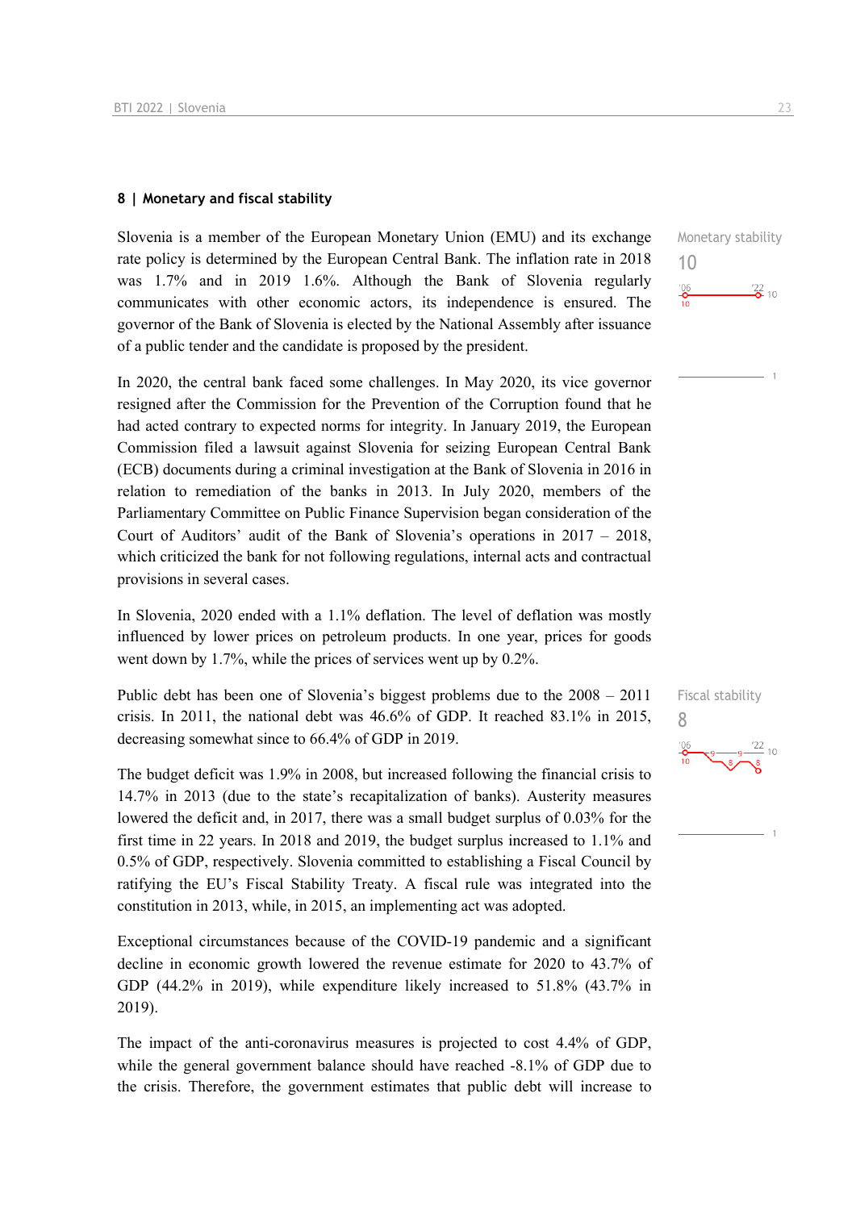## 8 | Monetary and fiscal stability

Monetary stability

10

Slovenia is a member of the European Monetary Union (EMU) and its exchange rate policy is determined by the European Central Bank. The inflation rate in 2018 was 1.7% and in 2019 1.6%. Although the Bank of Slovenia regularly communicates with other economic actors, its independence is ensured. The governor of the Bank of Slovenia is elected by the National Assembly after issuance of a public tender and the candidate is proposed by the president.

In 2020, the central bank faced some challenges. In May 2020, its vice governor resigned after the Commission for the Prevention of the Corruption found that he had acted contrary to expected norms for integrity. In January 2019, the European Commission filed a lawsuit against Slovenia for seizing European Central Bank (ECB) documents during a criminal investigation at the Bank of Slovenia in 2016 in relation to remediation of the banks in 2013. In July 2020, members of the Parliamentary Committee on Public Finance Supervision began consideration of the Court of Auditors' audit of the Bank of Slovenia's operations in 2017 – 2018, which criticized the bank for not following regulations, internal acts and contractual provisions in several cases.

In Slovenia, 2020 ended with a 1.1% deflation. The level of deflation was mostly influenced by lower prices on petroleum products. In one year, prices for goods went down by 1.7%, while the prices of services went up by 0.2%.

Fiscal stability

8

Public debt has been one of Slovenia's biggest problems due to the 2008 – 2011 crisis. In 2011, the national debt was 46.6% of GDP. It reached 83.1% in 2015, decreasing somewhat since to 66.4% of GDP in 2019.

The budget deficit was 1.9% in 2008, but increased following the financial crisis to 14.7% in 2013 (due to the state's recapitalization of banks). Austerity measures lowered the deficit and, in 2017, there was a small budget surplus of 0.03% for the first time in 22 years. In 2018 and 2019, the budget surplus increased to 1.1% and 0.5% of GDP, respectively. Slovenia committed to establishing a Fiscal Council by ratifying the EU's Fiscal Stability Treaty. A fiscal rule was integrated into the constitution in 2013, while, in 2015, an implementing act was adopted.

Exceptional circumstances because of the COVID-19 pandemic and a significant decline in economic growth lowered the revenue estimate for 2020 to 43.7% of GDP (44.2% in 2019), while expenditure likely increased to 51.8% (43.7% in 2019).

The impact of the anti-coronavirus measures is projected to cost 4.4% of GDP, while the general government balance should have reached -8.1% of GDP due to the crisis. Therefore, the government estimates that public debt will increase to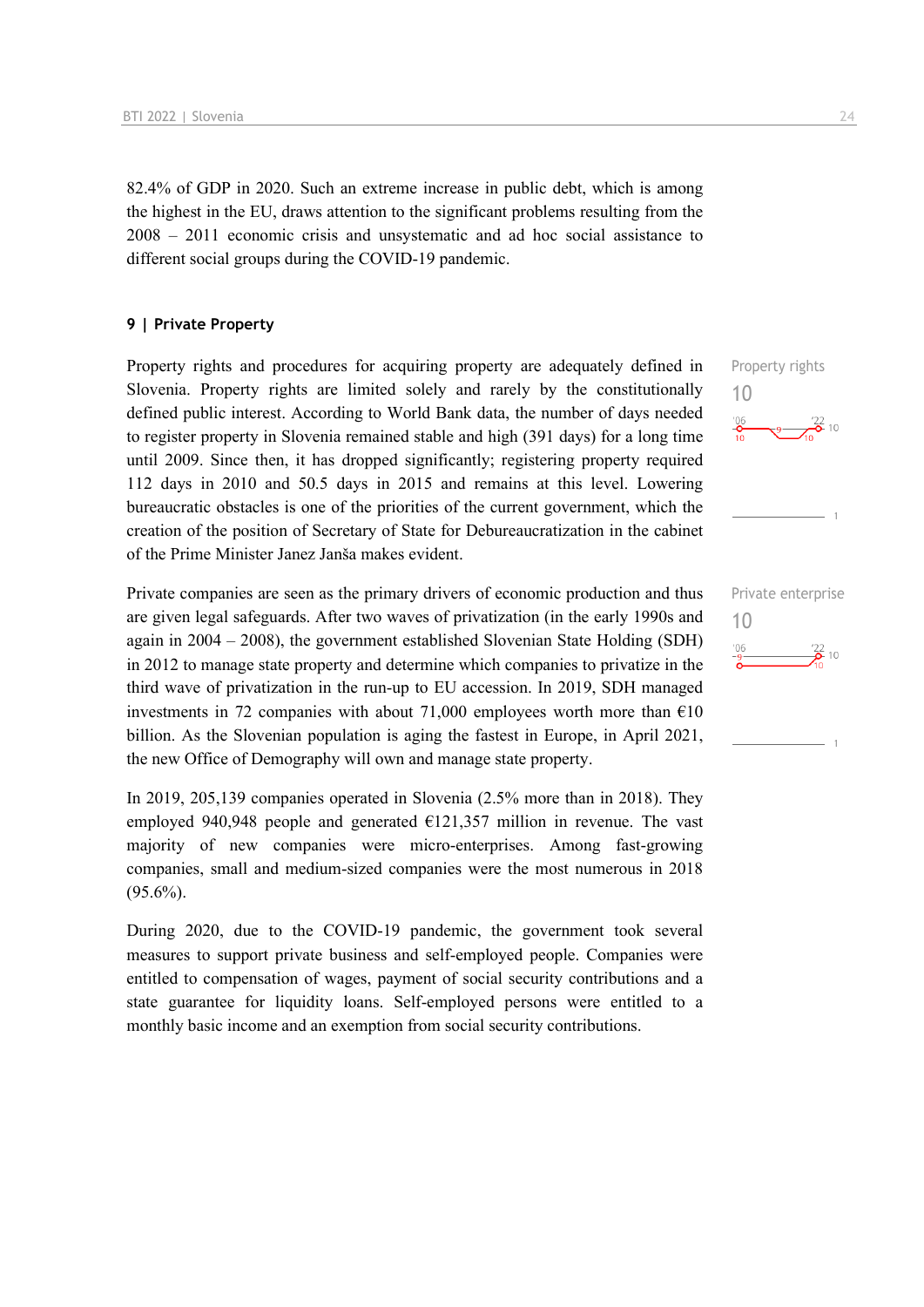82.4% of GDP in 2020. Such an extreme increase in public debt, which is among the highest in the EU, draws attention to the significant problems resulting from the 2008 – 2011 economic crisis and unsystematic and ad hoc social assistance to different social groups during the COVID-19 pandemic.

## 9 | Private Property

Property rights

10

Property rights and procedures for acquiring property are adequately defined in Slovenia. Property rights are limited solely and rarely by the constitutionally defined public interest. According to World Bank data, the number of days needed to register property in Slovenia remained stable and high (391 days) for a long time until 2009. Since then, it has dropped significantly; registering property required 112 days in 2010 and 50.5 days in 2015 and remains at this level. Lowering bureaucratic obstacles is one of the priorities of the current government, which the creation of the position of Secretary of State for Debureaucratization in the cabinet of the Prime Minister Janez Janša makes evident.

Private enterprise

10

Private companies are seen as the primary drivers of economic production and thus are given legal safeguards. After two waves of privatization (in the early 1990s and again in 2004 – 2008), the government established Slovenian State Holding (SDH) in 2012 to manage state property and determine which companies to privatize in the third wave of privatization in the run-up to EU accession. In 2019, SDH managed investments in 72 companies with about 71,000 employees worth more than €10 billion. As the Slovenian population is aging the fastest in Europe, in April 2021, the new Office of Demography will own and manage state property.

In 2019, 205,139 companies operated in Slovenia (2.5% more than in 2018). They employed 940,948 people and generated €121,357 million in revenue. The vast majority of new companies were micro-enterprises. Among fast-growing companies, small and medium-sized companies were the most numerous in 2018 (95.6%).

During 2020, due to the COVID-19 pandemic, the government took several measures to support private business and self-employed people. Companies were entitled to compensation of wages, payment of social security contributions and a state guarantee for liquidity loans. Self-employed persons were entitled to a monthly basic income and an exemption from social security contributions.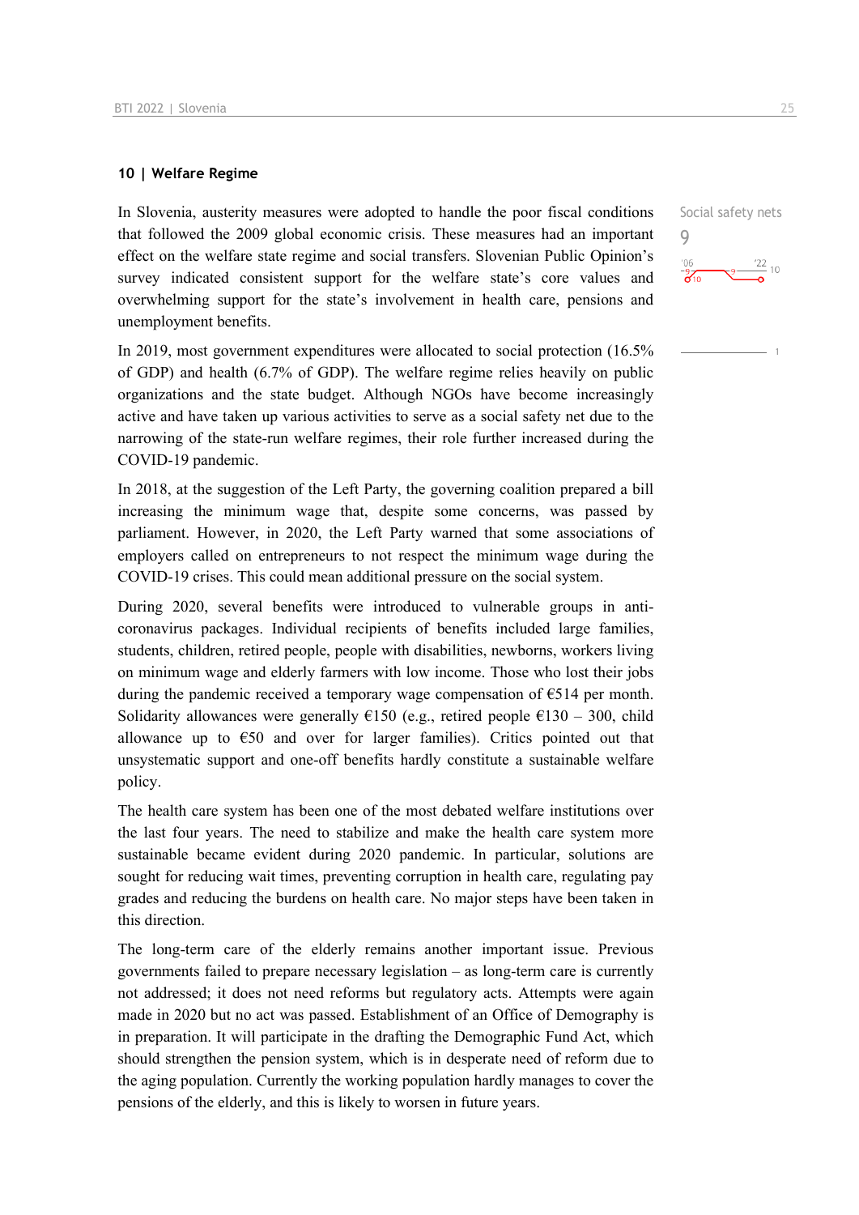## 10 | Welfare Regime

Social safety nets

9

In Slovenia, austerity measures were adopted to handle the poor fiscal conditions that followed the 2009 global economic crisis. These measures had an important effect on the welfare state regime and social transfers. Slovenian Public Opinion's survey indicated consistent support for the welfare state's core values and overwhelming support for the state's involvement in health care, pensions and unemployment benefits.

In 2019, most government expenditures were allocated to social protection (16.5% of GDP) and health (6.7% of GDP). The welfare regime relies heavily on public organizations and the state budget. Although NGOs have become increasingly active and have taken up various activities to serve as a social safety net due to the narrowing of the state-run welfare regimes, their role further increased during the COVID-19 pandemic.

In 2018, at the suggestion of the Left Party, the governing coalition prepared a bill increasing the minimum wage that, despite some concerns, was passed by parliament. However, in 2020, the Left Party warned that some associations of employers called on entrepreneurs to not respect the minimum wage during the COVID-19 crises. This could mean additional pressure on the social system.

During 2020, several benefits were introduced to vulnerable groups in anti-coronavirus packages. Individual recipients of benefits included large families, students, children, retired people, people with disabilities, newborns, workers living on minimum wage and elderly farmers with low income. Those who lost their jobs during the pandemic received a temporary wage compensation of €514 per month. Solidarity allowances were generally €150 (e.g., retired people €130 – 300, child allowance up to €50 and over for larger families). Critics pointed out that unsystematic support and one-off benefits hardly constitute a sustainable welfare policy.

The health care system has been one of the most debated welfare institutions over the last four years. The need to stabilize and make the health care system more sustainable became evident during 2020 pandemic. In particular, solutions are sought for reducing wait times, preventing corruption in health care, regulating pay grades and reducing the burdens on health care. No major steps have been taken in this direction.

The long-term care of the elderly remains another important issue. Previous governments failed to prepare necessary legislation – as long-term care is currently not addressed; it does not need reforms but regulatory acts. Attempts were again made in 2020 but no act was passed. Establishment of an Office of Demography is in preparation. It will participate in the drafting the Demographic Fund Act, which should strengthen the pension system, which is in desperate need of reform due to the aging population. Currently the working population hardly manages to cover the pensions of the elderly, and this is likely to worsen in future years.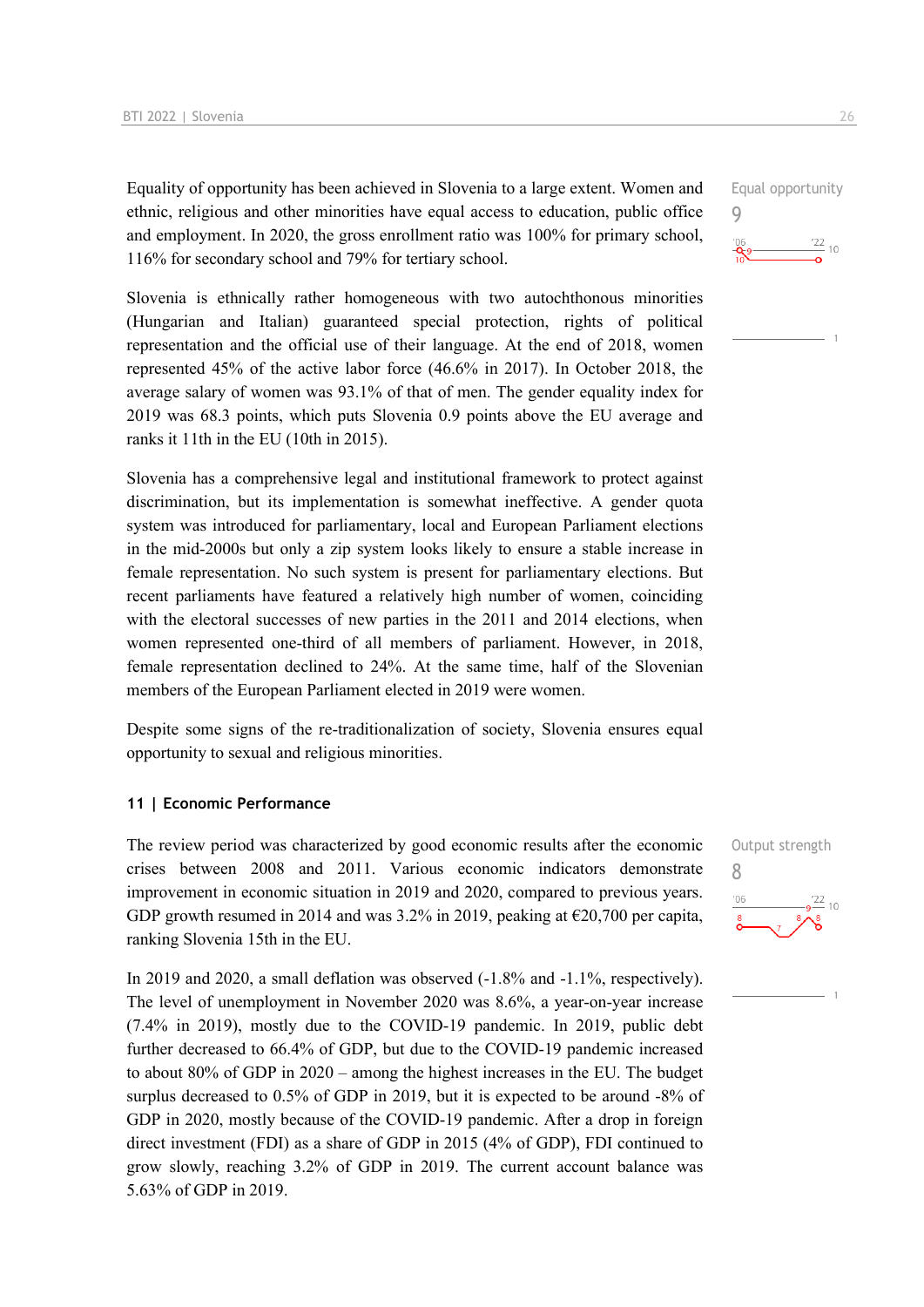Equality of opportunity has been achieved in Slovenia to a large extent. Women and ethnic, religious and other minorities have equal access to education, public office and employment. In 2020, the gross enrollment ratio was 100% for primary school, 116% for secondary school and 79% for tertiary school.

Equal opportunity
9

Slovenia is ethnically rather homogeneous with two autochthonous minorities (Hungarian and Italian) guaranteed special protection, rights of political representation and the official use of their language. At the end of 2018, women represented 45% of the active labor force (46.6% in 2017). In October 2018, the average salary of women was 93.1% of that of men. The gender equality index for 2019 was 68.3 points, which puts Slovenia 0.9 points above the EU average and ranks it 11th in the EU (10th in 2015).

Slovenia has a comprehensive legal and institutional framework to protect against discrimination, but its implementation is somewhat ineffective. A gender quota system was introduced for parliamentary, local and European Parliament elections in the mid-2000s but only a zip system looks likely to ensure a stable increase in female representation. No such system is present for parliamentary elections. But recent parliaments have featured a relatively high number of women, coinciding with the electoral successes of new parties in the 2011 and 2014 elections, when women represented one-third of all members of parliament. However, in 2018, female representation declined to 24%. At the same time, half of the Slovenian members of the European Parliament elected in 2019 were women.

Despite some signs of the re-traditionalization of society, Slovenia ensures equal opportunity to sexual and religious minorities.

### 11 | Economic Performance

The review period was characterized by good economic results after the economic crises between 2008 and 2011. Various economic indicators demonstrate improvement in economic situation in 2019 and 2020, compared to previous years. GDP growth resumed in 2014 and was 3.2% in 2019, peaking at €20,700 per capita, ranking Slovenia 15th in the EU.

Output strength
8

In 2019 and 2020, a small deflation was observed (-1.8% and -1.1%, respectively). The level of unemployment in November 2020 was 8.6%, a year-on-year increase (7.4% in 2019), mostly due to the COVID-19 pandemic. In 2019, public debt further decreased to 66.4% of GDP, but due to the COVID-19 pandemic increased to about 80% of GDP in 2020 – among the highest increases in the EU. The budget surplus decreased to 0.5% of GDP in 2019, but it is expected to be around -8% of GDP in 2020, mostly because of the COVID-19 pandemic. After a drop in foreign direct investment (FDI) as a share of GDP in 2015 (4% of GDP), FDI continued to grow slowly, reaching 3.2% of GDP in 2019. The current account balance was 5.63% of GDP in 2019.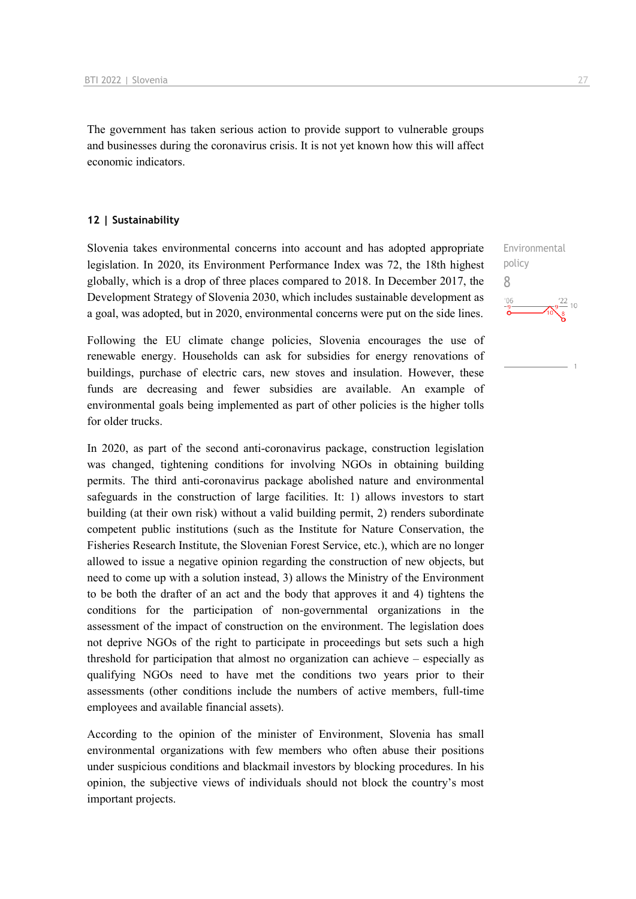The government has taken serious action to provide support to vulnerable groups and businesses during the coronavirus crisis. It is not yet known how this will affect economic indicators.

## 12 | Sustainability

Environmental policy
8

Slovenia takes environmental concerns into account and has adopted appropriate legislation. In 2020, its Environment Performance Index was 72, the 18th highest globally, which is a drop of three places compared to 2018. In December 2017, the Development Strategy of Slovenia 2030, which includes sustainable development as a goal, was adopted, but in 2020, environmental concerns were put on the side lines.

Following the EU climate change policies, Slovenia encourages the use of renewable energy. Households can ask for subsidies for energy renovations of buildings, purchase of electric cars, new stoves and insulation. However, these funds are decreasing and fewer subsidies are available. An example of environmental goals being implemented as part of other policies is the higher tolls for older trucks.

In 2020, as part of the second anti-coronavirus package, construction legislation was changed, tightening conditions for involving NGOs in obtaining building permits. The third anti-coronavirus package abolished nature and environmental safeguards in the construction of large facilities. It: 1) allows investors to start building (at their own risk) without a valid building permit, 2) renders subordinate competent public institutions (such as the Institute for Nature Conservation, the Fisheries Research Institute, the Slovenian Forest Service, etc.), which are no longer allowed to issue a negative opinion regarding the construction of new objects, but need to come up with a solution instead, 3) allows the Ministry of the Environment to be both the drafter of an act and the body that approves it and 4) tightens the conditions for the participation of non-governmental organizations in the assessment of the impact of construction on the environment. The legislation does not deprive NGOs of the right to participate in proceedings but sets such a high threshold for participation that almost no organization can achieve – especially as qualifying NGOs need to have met the conditions two years prior to their assessments (other conditions include the numbers of active members, full-time employees and available financial assets).

According to the opinion of the minister of Environment, Slovenia has small environmental organizations with few members who often abuse their positions under suspicious conditions and blackmail investors by blocking procedures. In his opinion, the subjective views of individuals should not block the country's most important projects.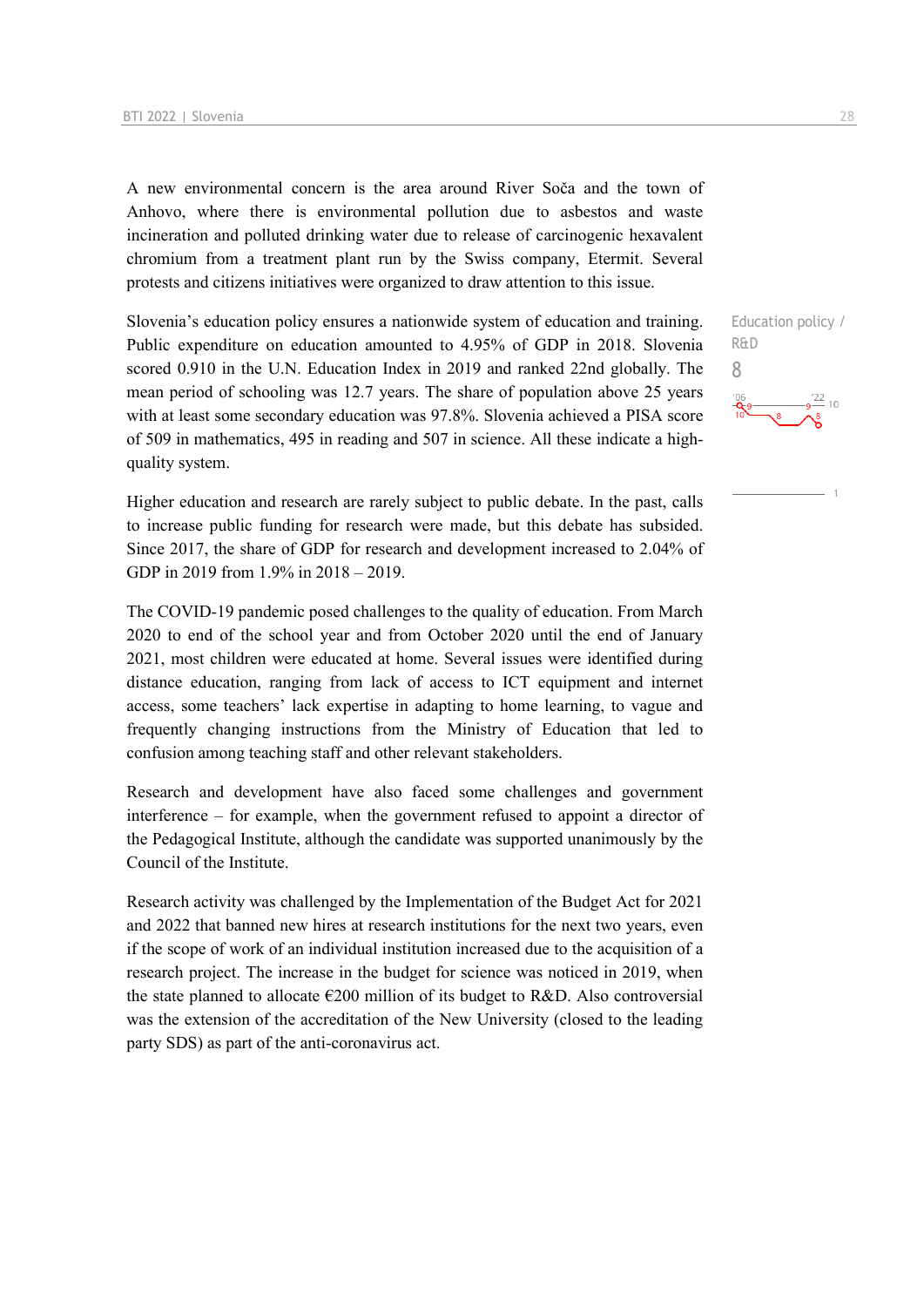A new environmental concern is the area around River Soča and the town of Anhovo, where there is environmental pollution due to asbestos and waste incineration and polluted drinking water due to release of carcinogenic hexavalent chromium from a treatment plant run by the Swiss company, Eternit. Several protests and citizens initiatives were organized to draw attention to this issue.

Education policy / R&D

8

Slovenia's education policy ensures a nationwide system of education and training. Public expenditure on education amounted to 4.95% of GDP in 2018. Slovenia scored 0.910 in the U.N. Education Index in 2019 and ranked 22nd globally. The mean period of schooling was 12.7 years. The share of population above 25 years with at least some secondary education was 97.8%. Slovenia achieved a PISA score of 509 in mathematics, 495 in reading and 507 in science. All these indicate a high-quality system.

Higher education and research are rarely subject to public debate. In the past, calls to increase public funding for research were made, but this debate has subsided. Since 2017, the share of GDP for research and development increased to 2.04% of GDP in 2019 from 1.9% in 2018 – 2019.

The COVID-19 pandemic posed challenges to the quality of education. From March 2020 to end of the school year and from October 2020 until the end of January 2021, most children were educated at home. Several issues were identified during distance education, ranging from lack of access to ICT equipment and internet access, some teachers' lack expertise in adapting to home learning, to vague and frequently changing instructions from the Ministry of Education that led to confusion among teaching staff and other relevant stakeholders.

Research and development have also faced some challenges and government interference – for example, when the government refused to appoint a director of the Pedagogical Institute, although the candidate was supported unanimously by the Council of the Institute.

Research activity was challenged by the Implementation of the Budget Act for 2021 and 2022 that banned new hires at research institutions for the next two years, even if the scope of work of an individual institution increased due to the acquisition of a research project. The increase in the budget for science was noticed in 2019, when the state planned to allocate €200 million of its budget to R&D. Also controversial was the extension of the accreditation of the New University (closed to the leading party SDS) as part of the anti-coronavirus act.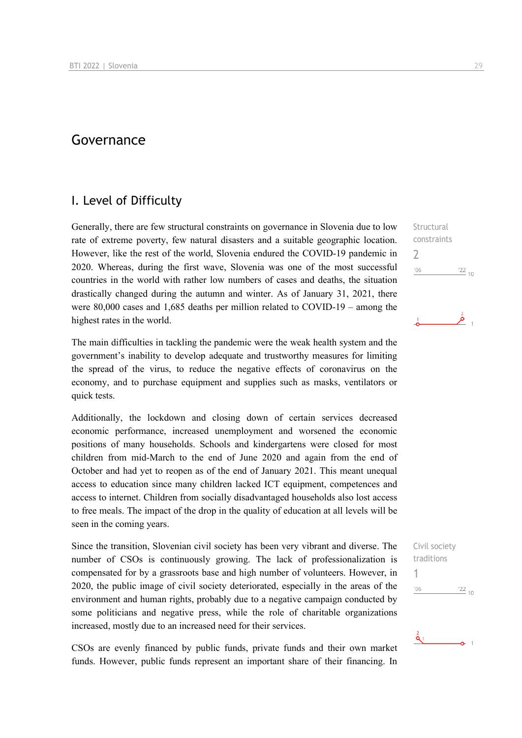# Governance

## I. Level of Difficulty

Structural constraints

2

Generally, there are few structural constraints on governance in Slovenia due to low rate of extreme poverty, few natural disasters and a suitable geographic location. However, like the rest of the world, Slovenia endured the COVID-19 pandemic in 2020. Whereas, during the first wave, Slovenia was one of the most successful countries in the world with rather low numbers of cases and deaths, the situation drastically changed during the autumn and winter. As of January 31, 2021, there were 80,000 cases and 1,685 deaths per million related to COVID-19 – among the highest rates in the world.

The main difficulties in tackling the pandemic were the weak health system and the government's inability to develop adequate and trustworthy measures for limiting the spread of the virus, to reduce the negative effects of coronavirus on the economy, and to purchase equipment and supplies such as masks, ventilators or quick tests.

Additionally, the lockdown and closing down of certain services decreased economic performance, increased unemployment and worsened the economic positions of many households. Schools and kindergartens were closed for most children from mid-March to the end of June 2020 and again from the end of October and had yet to reopen as of the end of January 2021. This meant unequal access to education since many children lacked ICT equipment, competences and access to internet. Children from socially disadvantaged households also lost access to free meals. The impact of the drop in the quality of education at all levels will be seen in the coming years.

Civil society traditions

1

Since the transition, Slovenian civil society has been very vibrant and diverse. The number of CSOs is continuously growing. The lack of professionalization is compensated for by a grassroots base and high number of volunteers. However, in 2020, the public image of civil society deteriorated, especially in the areas of the environment and human rights, probably due to a negative campaign conducted by some politicians and negative press, while the role of charitable organizations increased, mostly due to an increased need for their services.

CSOs are evenly financed by public funds, private funds and their own market funds. However, public funds represent an important share of their financing. In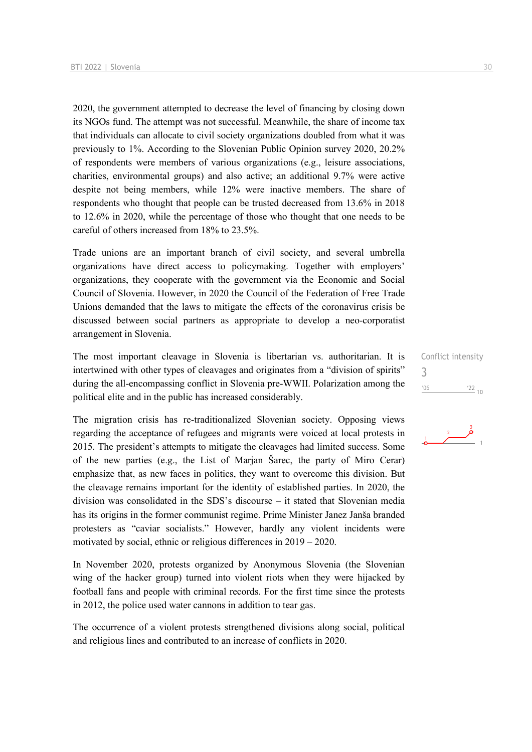2020, the government attempted to decrease the level of financing by closing down its NGOs fund. The attempt was not successful. Meanwhile, the share of income tax that individuals can allocate to civil society organizations doubled from what it was previously to 1%. According to the Slovenian Public Opinion survey 2020, 20.2% of respondents were members of various organizations (e.g., leisure associations, charities, environmental groups) and also active; an additional 9.7% were active despite not being members, while 12% were inactive members. The share of respondents who thought that people can be trusted decreased from 13.6% in 2018 to 12.6% in 2020, while the percentage of those who thought that one needs to be careful of others increased from 18% to 23.5%.

Trade unions are an important branch of civil society, and several umbrella organizations have direct access to policymaking. Together with employers' organizations, they cooperate with the government via the Economic and Social Council of Slovenia. However, in 2020 the Council of the Federation of Free Trade Unions demanded that the laws to mitigate the effects of the coronavirus crisis be discussed between social partners as appropriate to develop a neo-corporatist arrangement in Slovenia.

Conflict intensity
3

The most important cleavage in Slovenia is libertarian vs. authoritarian. It is intertwined with other types of cleavages and originates from a "division of spirits" during the all-encompassing conflict in Slovenia pre-WWII. Polarization among the political elite and in the public has increased considerably.

The migration crisis has re-traditionalized Slovenian society. Opposing views regarding the acceptance of refugees and migrants were voiced at local protests in 2015. The president's attempts to mitigate the cleavages had limited success. Some of the new parties (e.g., the List of Marjan Šarec, the party of Miro Cerar) emphasize that, as new faces in politics, they want to overcome this division. But the cleavage remains important for the identity of established parties. In 2020, the division was consolidated in the SDS's discourse – it stated that Slovenian media has its origins in the former communist regime. Prime Minister Janez Janša branded protesters as "caviar socialists." However, hardly any violent incidents were motivated by social, ethnic or religious differences in 2019 – 2020.

In November 2020, protests organized by Anonymous Slovenia (the Slovenian wing of the hacker group) turned into violent riots when they were hijacked by football fans and people with criminal records. For the first time since the protests in 2012, the police used water cannons in addition to tear gas.

The occurrence of a violent protests strengthened divisions along social, political and religious lines and contributed to an increase of conflicts in 2020.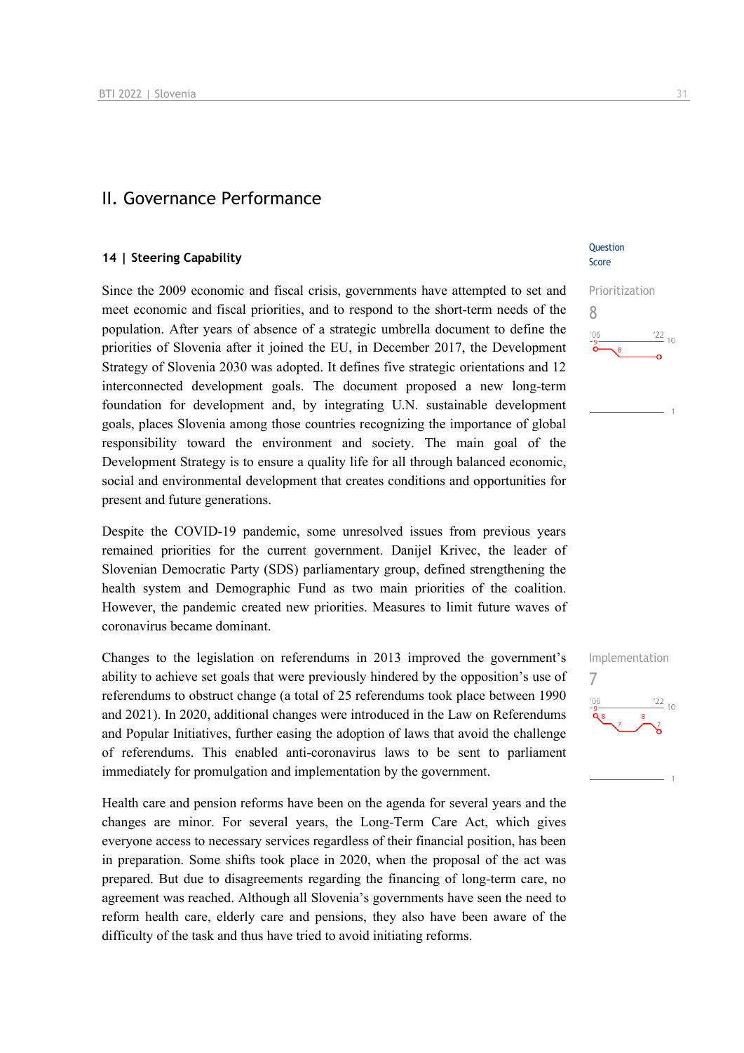# II. Governance Performance

## 14 | Steering Capability

Question Score

Prioritization
8

Since the 2009 economic and fiscal crisis, governments have attempted to set and meet economic and fiscal priorities, and to respond to the short-term needs of the population. After years of absence of a strategic umbrella document to define the priorities of Slovenia after it joined the EU, in December 2017, the Development Strategy of Slovenia 2030 was adopted. It defines five strategic orientations and 12 interconnected development goals. The document proposed a new long-term foundation for development and, by integrating U.N. sustainable development goals, places Slovenia among those countries recognizing the importance of global responsibility toward the environment and society. The main goal of the Development Strategy is to ensure a quality life for all through balanced economic, social and environmental development that creates conditions and opportunities for present and future generations.

Despite the COVID-19 pandemic, some unresolved issues from previous years remained priorities for the current government. Danijel Krivec, the leader of Slovenian Democratic Party (SDS) parliamentary group, defined strengthening the health system and Demographic Fund as two main priorities of the coalition. However, the pandemic created new priorities. Measures to limit future waves of coronavirus became dominant.

Implementation
7

Changes to the legislation on referendums in 2013 improved the government's ability to achieve set goals that were previously hindered by the opposition's use of referendums to obstruct change (a total of 25 referendums took place between 1990 and 2021). In 2020, additional changes were introduced in the Law on Referendums and Popular Initiatives, further easing the adoption of laws that avoid the challenge of referendums. This enabled anti-coronavirus laws to be sent to parliament immediately for promulgation and implementation by the government.

Health care and pension reforms have been on the agenda for several years and the changes are minor. For several years, the Long-Term Care Act, which gives everyone access to necessary services regardless of their financial position, has been in preparation. Some shifts took place in 2020, when the proposal of the act was prepared. But due to disagreements regarding the financing of long-term care, no agreement was reached. Although all Slovenia's governments have seen the need to reform health care, elderly care and pensions, they also have been aware of the difficulty of the task and thus have tried to avoid initiating reforms.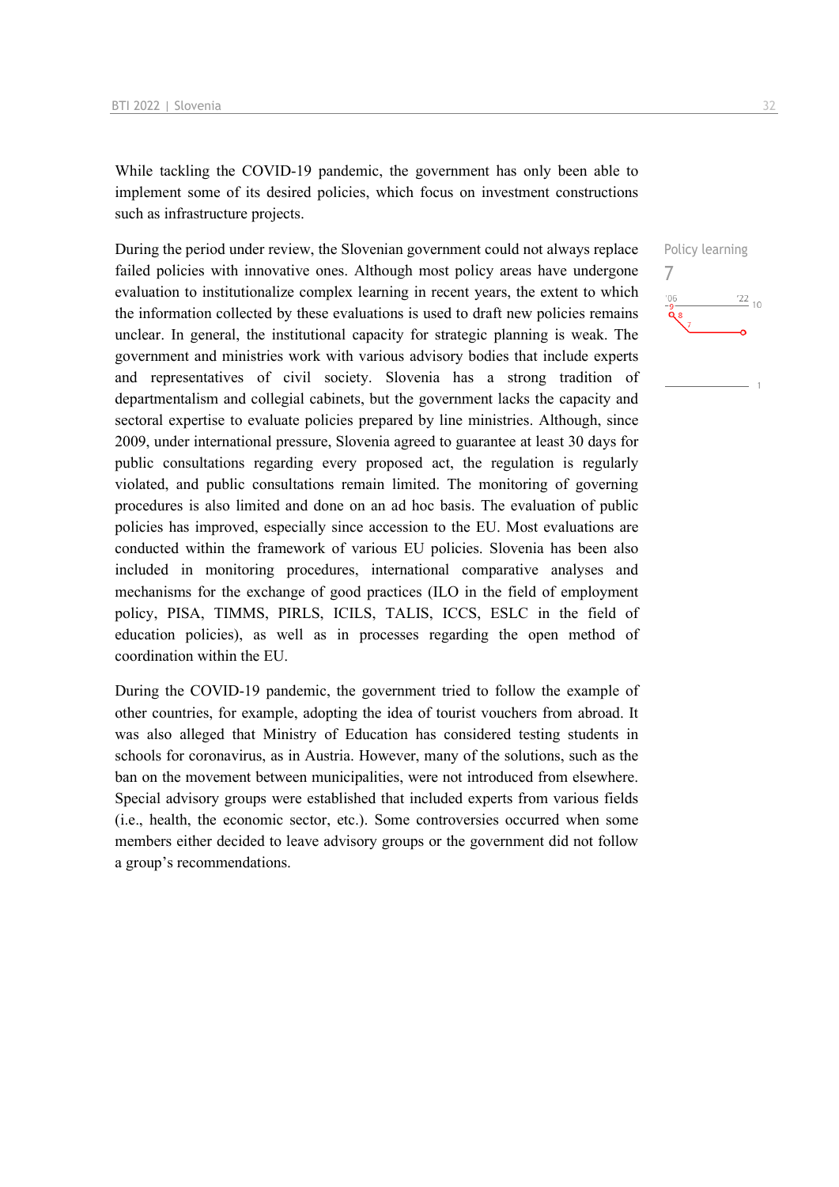While tackling the COVID-19 pandemic, the government has only been able to implement some of its desired policies, which focus on investment constructions such as infrastructure projects.

Policy learning
7

During the period under review, the Slovenian government could not always replace failed policies with innovative ones. Although most policy areas have undergone evaluation to institutionalize complex learning in recent years, the extent to which the information collected by these evaluations is used to draft new policies remains unclear. In general, the institutional capacity for strategic planning is weak. The government and ministries work with various advisory bodies that include experts and representatives of civil society. Slovenia has a strong tradition of departmentalism and collegial cabinets, but the government lacks the capacity and sectoral expertise to evaluate policies prepared by line ministries. Although, since 2009, under international pressure, Slovenia agreed to guarantee at least 30 days for public consultations regarding every proposed act, the regulation is regularly violated, and public consultations remain limited. The monitoring of governing procedures is also limited and done on an ad hoc basis. The evaluation of public policies has improved, especially since accession to the EU. Most evaluations are conducted within the framework of various EU policies. Slovenia has been also included in monitoring procedures, international comparative analyses and mechanisms for the exchange of good practices (ILO in the field of employment policy, PISA, TIMMS, PIRLS, ICILS, TALIS, ICCS, ESLC in the field of education policies), as well as in processes regarding the open method of coordination within the EU.

During the COVID-19 pandemic, the government tried to follow the example of other countries, for example, adopting the idea of tourist vouchers from abroad. It was also alleged that Ministry of Education has considered testing students in schools for coronavirus, as in Austria. However, many of the solutions, such as the ban on the movement between municipalities, were not introduced from elsewhere. Special advisory groups were established that included experts from various fields (i.e., health, the economic sector, etc.). Some controversies occurred when some members either decided to leave advisory groups or the government did not follow a group's recommendations.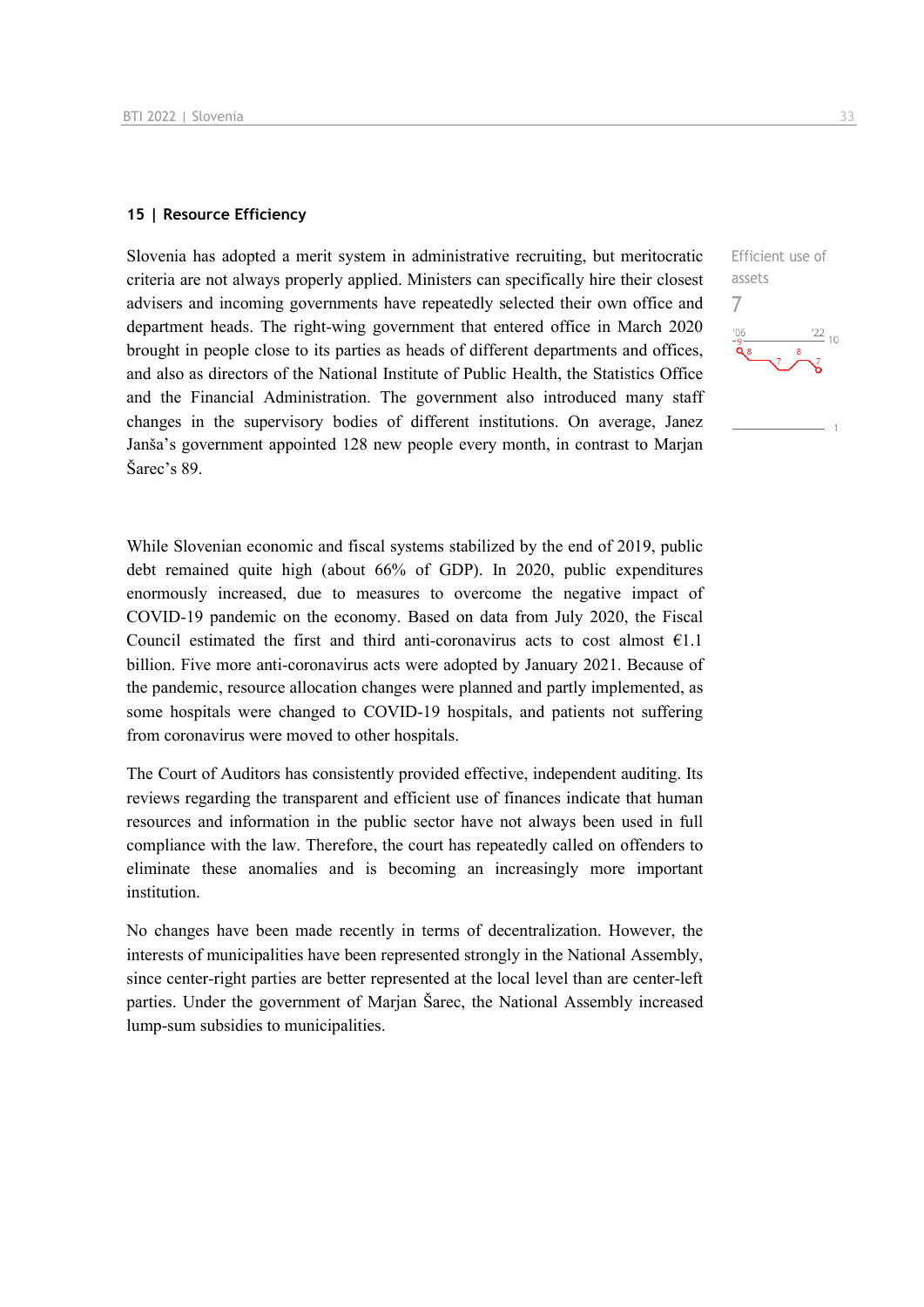## 15 | Resource Efficiency

Efficient use of assets

7

Slovenia has adopted a merit system in administrative recruiting, but meritocratic criteria are not always properly applied. Ministers can specifically hire their closest advisers and incoming governments have repeatedly selected their own office and department heads. The right-wing government that entered office in March 2020 brought in people close to its parties as heads of different departments and offices, and also as directors of the National Institute of Public Health, the Statistics Office and the Financial Administration. The government also introduced many staff changes in the supervisory bodies of different institutions. On average, Janez Janša's government appointed 128 new people every month, in contrast to Marjan Šarec's 89.

While Slovenian economic and fiscal systems stabilized by the end of 2019, public debt remained quite high (about 66% of GDP). In 2020, public expenditures enormously increased, due to measures to overcome the negative impact of COVID-19 pandemic on the economy. Based on data from July 2020, the Fiscal Council estimated the first and third anti-coronavirus acts to cost almost €1.1 billion. Five more anti-coronavirus acts were adopted by January 2021. Because of the pandemic, resource allocation changes were planned and partly implemented, as some hospitals were changed to COVID-19 hospitals, and patients not suffering from coronavirus were moved to other hospitals.

The Court of Auditors has consistently provided effective, independent auditing. Its reviews regarding the transparent and efficient use of finances indicate that human resources and information in the public sector have not always been used in full compliance with the law. Therefore, the court has repeatedly called on offenders to eliminate these anomalies and is becoming an increasingly more important institution.

No changes have been made recently in terms of decentralization. However, the interests of municipalities have been represented strongly in the National Assembly, since center-right parties are better represented at the local level than are center-left parties. Under the government of Marjan Šarec, the National Assembly increased lump-sum subsidies to municipalities.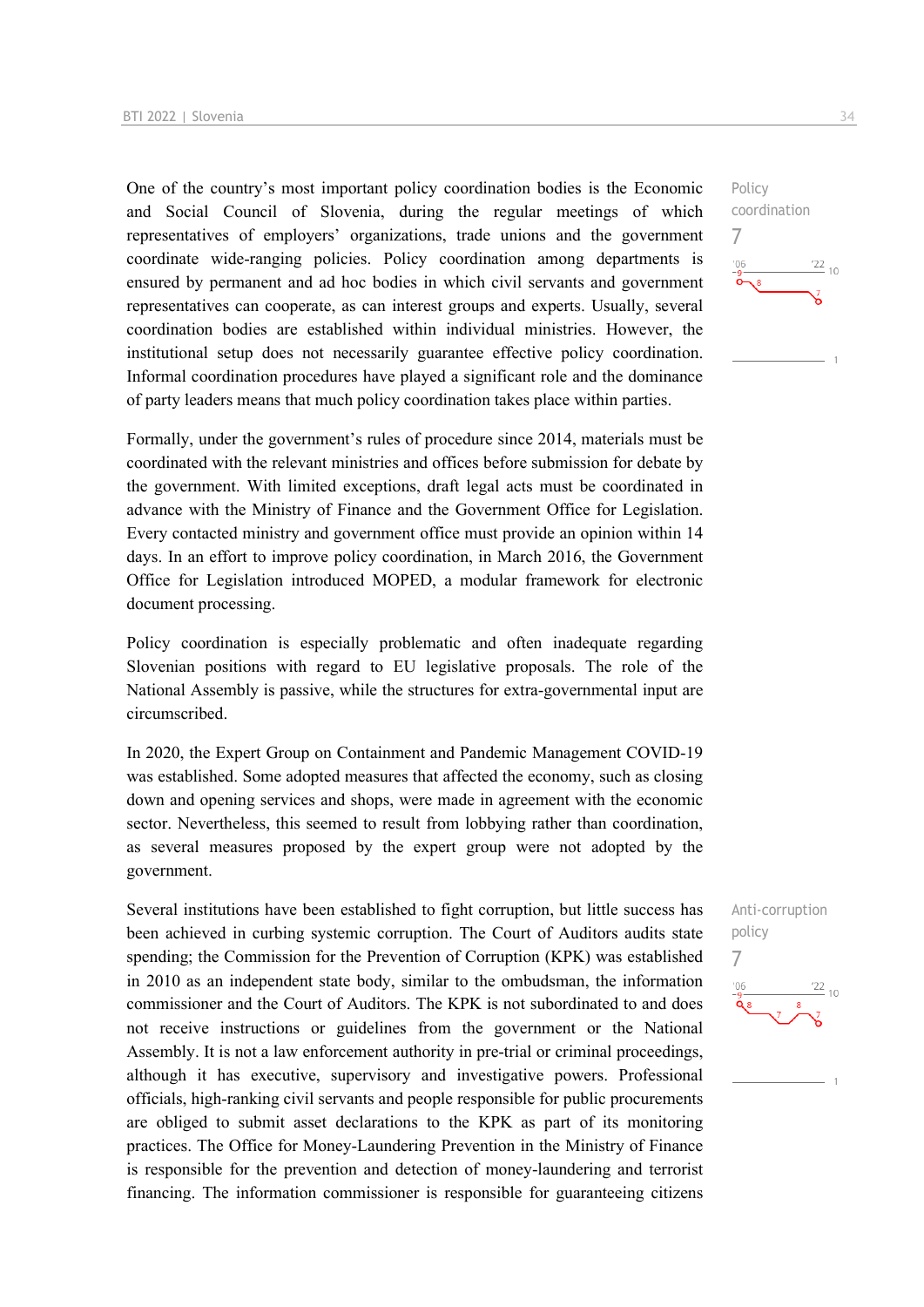One of the country's most important policy coordination bodies is the Economic and Social Council of Slovenia, during the regular meetings of which representatives of employers' organizations, trade unions and the government coordinate wide-ranging policies. Policy coordination among departments is ensured by permanent and ad hoc bodies in which civil servants and government representatives can cooperate, as can interest groups and experts. Usually, several coordination bodies are established within individual ministries. However, the institutional setup does not necessarily guarantee effective policy coordination. Informal coordination procedures have played a significant role and the dominance of party leaders means that much policy coordination takes place within parties.

Policy coordination
7

Formally, under the government's rules of procedure since 2014, materials must be coordinated with the relevant ministries and offices before submission for debate by the government. With limited exceptions, draft legal acts must be coordinated in advance with the Ministry of Finance and the Government Office for Legislation. Every contacted ministry and government office must provide an opinion within 14 days. In an effort to improve policy coordination, in March 2016, the Government Office for Legislation introduced MOPED, a modular framework for electronic document processing.

Policy coordination is especially problematic and often inadequate regarding Slovenian positions with regard to EU legislative proposals. The role of the National Assembly is passive, while the structures for extra-governmental input are circumscribed.

In 2020, the Expert Group on Containment and Pandemic Management COVID-19 was established. Some adopted measures that affected the economy, such as closing down and opening services and shops, were made in agreement with the economic sector. Nevertheless, this seemed to result from lobbying rather than coordination, as several measures proposed by the expert group were not adopted by the government.

Anti-corruption policy
7

Several institutions have been established to fight corruption, but little success has been achieved in curbing systemic corruption. The Court of Auditors audits state spending; the Commission for the Prevention of Corruption (KPK) was established in 2010 as an independent state body, similar to the ombudsman, the information commissioner and the Court of Auditors. The KPK is not subordinated to and does not receive instructions or guidelines from the government or the National Assembly. It is not a law enforcement authority in pre-trial or criminal proceedings, although it has executive, supervisory and investigative powers. Professional officials, high-ranking civil servants and people responsible for public procurements are obliged to submit asset declarations to the KPK as part of its monitoring practices. The Office for Money-Laundering Prevention in the Ministry of Finance is responsible for the prevention and detection of money-laundering and terrorist financing. The information commissioner is responsible for guaranteeing citizens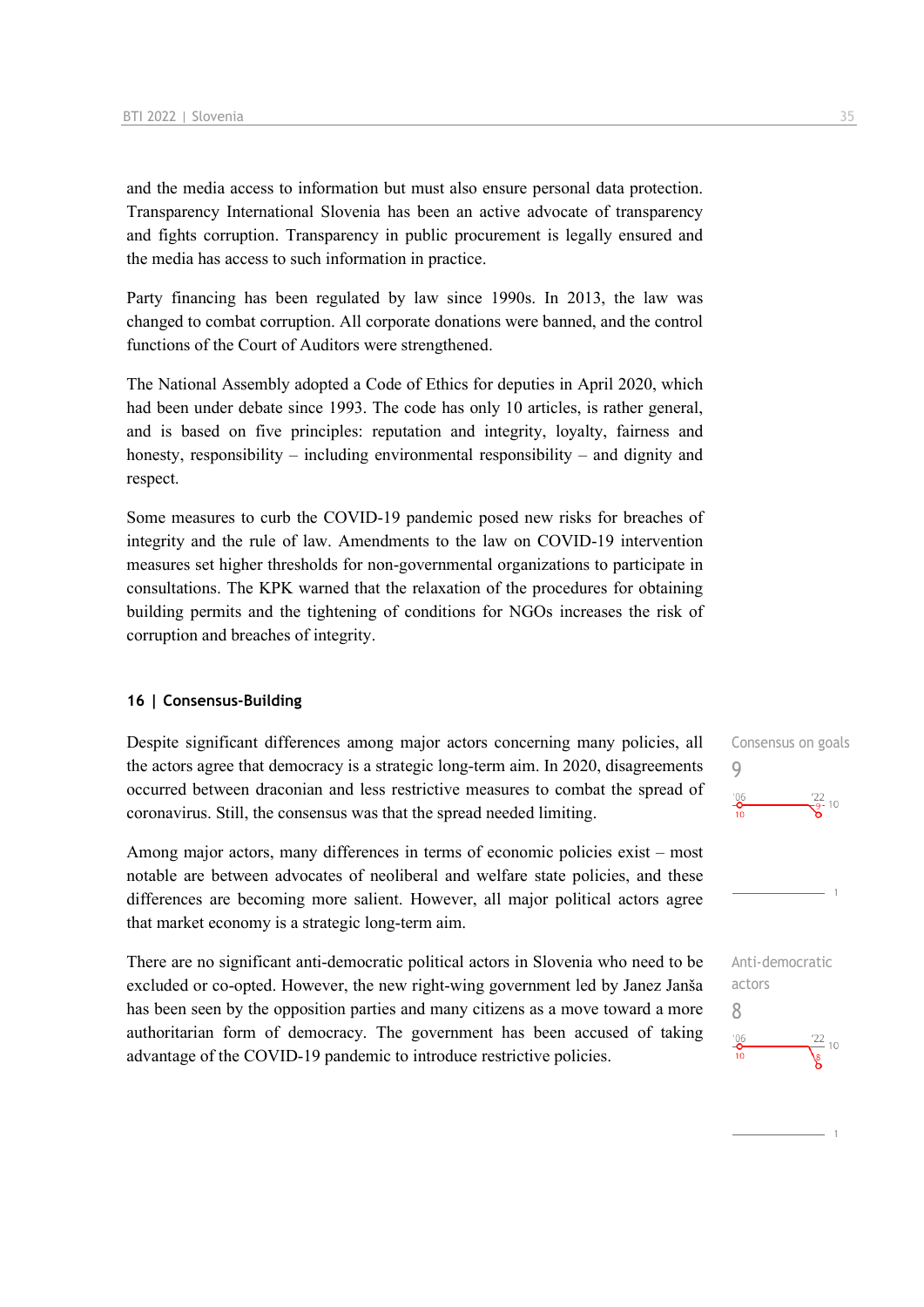and the media access to information but must also ensure personal data protection. Transparency International Slovenia has been an active advocate of transparency and fights corruption. Transparency in public procurement is legally ensured and the media has access to such information in practice.

Party financing has been regulated by law since 1990s. In 2013, the law was changed to combat corruption. All corporate donations were banned, and the control functions of the Court of Auditors were strengthened.

The National Assembly adopted a Code of Ethics for deputies in April 2020, which had been under debate since 1993. The code has only 10 articles, is rather general, and is based on five principles: reputation and integrity, loyalty, fairness and honesty, responsibility – including environmental responsibility – and dignity and respect.

Some measures to curb the COVID-19 pandemic posed new risks for breaches of integrity and the rule of law. Amendments to the law on COVID-19 intervention measures set higher thresholds for non-governmental organizations to participate in consultations. The KPK warned that the relaxation of the procedures for obtaining building permits and the tightening of conditions for NGOs increases the risk of corruption and breaches of integrity.

## 16 | Consensus-Building

Consensus on goals
9

Despite significant differences among major actors concerning many policies, all the actors agree that democracy is a strategic long-term aim. In 2020, disagreements occurred between draconian and less restrictive measures to combat the spread of coronavirus. Still, the consensus was that the spread needed limiting.

Among major actors, many differences in terms of economic policies exist – most notable are between advocates of neoliberal and welfare state policies, and these differences are becoming more salient. However, all major political actors agree that market economy is a strategic long-term aim.

Anti-democratic actors
8

There are no significant anti-democratic political actors in Slovenia who need to be excluded or co-opted. However, the new right-wing government led by Janez Janša has been seen by the opposition parties and many citizens as a move toward a more authoritarian form of democracy. The government has been accused of taking advantage of the COVID-19 pandemic to introduce restrictive policies.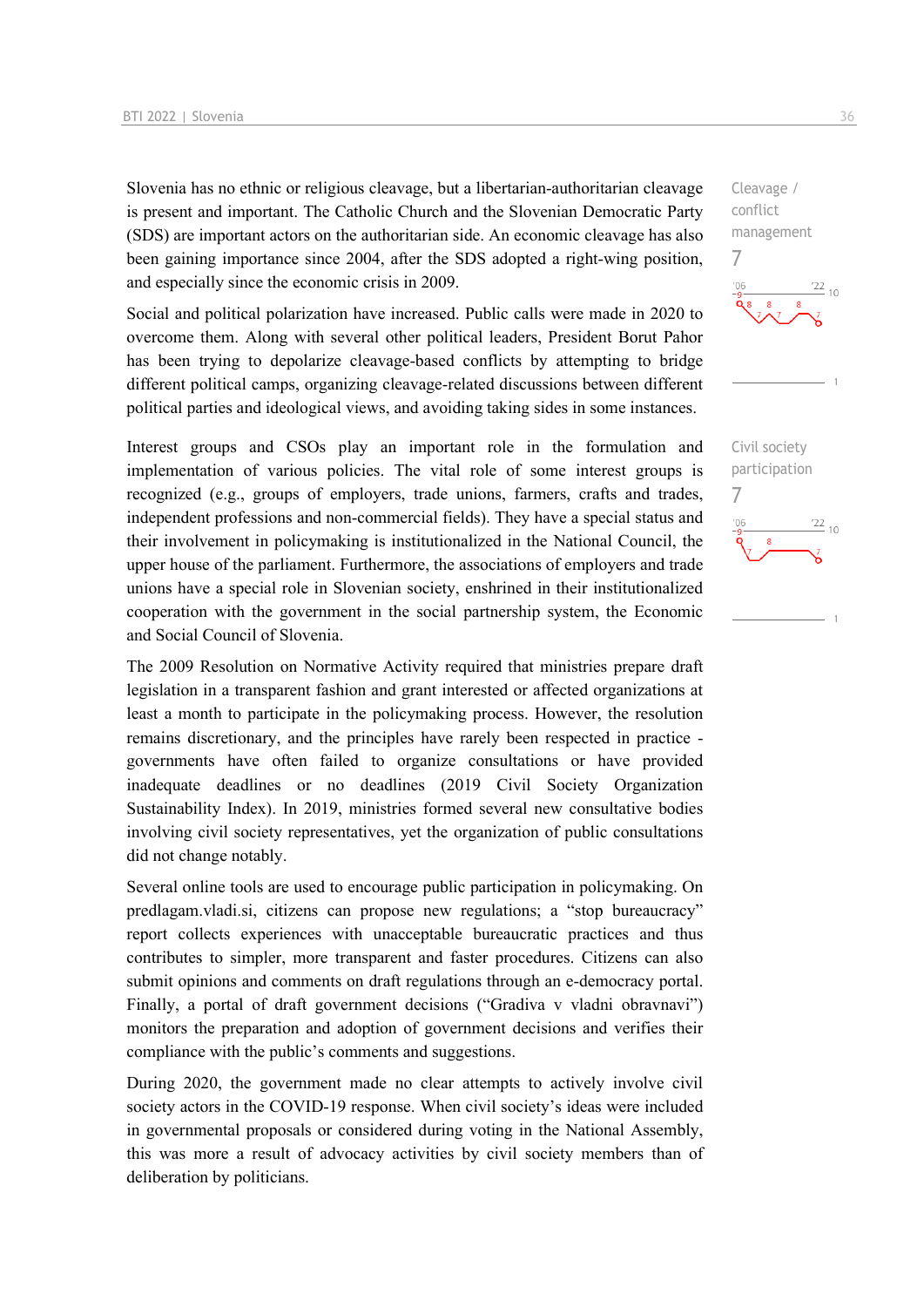Slovenia has no ethnic or religious cleavage, but a libertarian-authoritarian cleavage is present and important. The Catholic Church and the Slovenian Democratic Party (SDS) are important actors on the authoritarian side. An economic cleavage has also been gaining importance since 2004, after the SDS adopted a right-wing position, and especially since the economic crisis in 2009.

Cleavage / conflict management
7

Social and political polarization have increased. Public calls were made in 2020 to overcome them. Along with several other political leaders, President Borut Pahor has been trying to depolarize cleavage-based conflicts by attempting to bridge different political camps, organizing cleavage-related discussions between different political parties and ideological views, and avoiding taking sides in some instances.

Interest groups and CSOs play an important role in the formulation and implementation of various policies. The vital role of some interest groups is recognized (e.g., groups of employers, trade unions, farmers, crafts and trades, independent professions and non-commercial fields). They have a special status and their involvement in policymaking is institutionalized in the National Council, the upper house of the parliament. Furthermore, the associations of employers and trade unions have a special role in Slovenian society, enshrined in their institutionalized cooperation with the government in the social partnership system, the Economic and Social Council of Slovenia.

Civil society participation
7

The 2009 Resolution on Normative Activity required that ministries prepare draft legislation in a transparent fashion and grant interested or affected organizations at least a month to participate in the policymaking process. However, the resolution remains discretionary, and the principles have rarely been respected in practice - governments have often failed to organize consultations or have provided inadequate deadlines or no deadlines (2019 Civil Society Organization Sustainability Index). In 2019, ministries formed several new consultative bodies involving civil society representatives, yet the organization of public consultations did not change notably.

Several online tools are used to encourage public participation in policymaking. On predlagam.vladi.si, citizens can propose new regulations; a "stop bureaucracy" report collects experiences with unacceptable bureaucratic practices and thus contributes to simpler, more transparent and faster procedures. Citizens can also submit opinions and comments on draft regulations through an e-democracy portal. Finally, a portal of draft government decisions ("Gradiva v vladni obravnavi") monitors the preparation and adoption of government decisions and verifies their compliance with the public's comments and suggestions.

During 2020, the government made no clear attempts to actively involve civil society actors in the COVID-19 response. When civil society's ideas were included in governmental proposals or considered during voting in the National Assembly, this was more a result of advocacy activities by civil society members than of deliberation by politicians.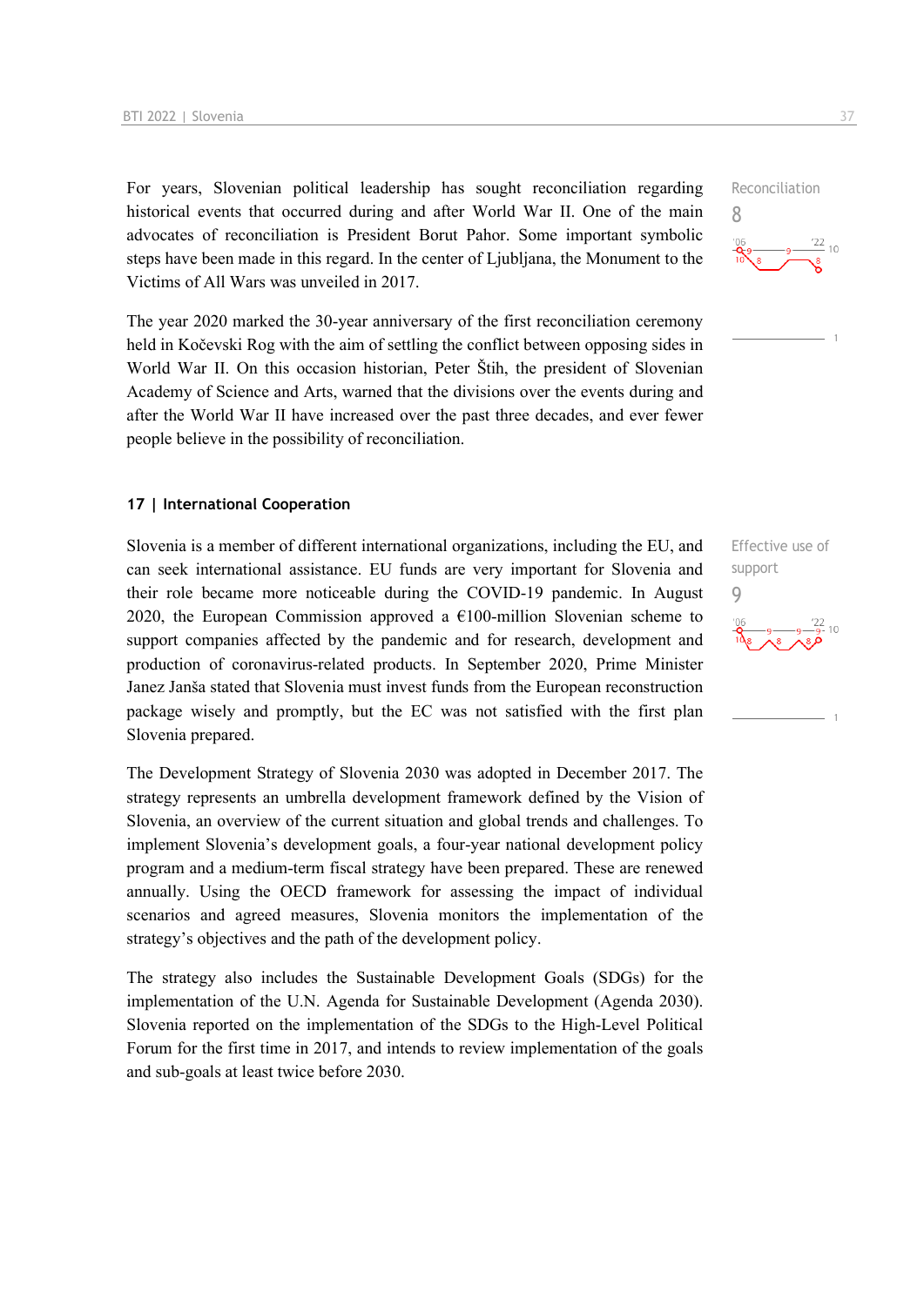For years, Slovenian political leadership has sought reconciliation regarding historical events that occurred during and after World War II. One of the main advocates of reconciliation is President Borut Pahor. Some important symbolic steps have been made in this regard. In the center of Ljubljana, the Monument to the Victims of All Wars was unveiled in 2017.

Reconciliation
8

The year 2020 marked the 30-year anniversary of the first reconciliation ceremony held in Kočevski Rog with the aim of settling the conflict between opposing sides in World War II. On this occasion historian, Peter Štih, the president of Slovenian Academy of Science and Arts, warned that the divisions over the events during and after the World War II have increased over the past three decades, and ever fewer people believe in the possibility of reconciliation.

### 17 | International Cooperation

Slovenia is a member of different international organizations, including the EU, and can seek international assistance. EU funds are very important for Slovenia and their role became more noticeable during the COVID-19 pandemic. In August 2020, the European Commission approved a €100-million Slovenian scheme to support companies affected by the pandemic and for research, development and production of coronavirus-related products. In September 2020, Prime Minister Janez Janša stated that Slovenia must invest funds from the European reconstruction package wisely and promptly, but the EC was not satisfied with the first plan Slovenia prepared.

Effective use of support
9

The Development Strategy of Slovenia 2030 was adopted in December 2017. The strategy represents an umbrella development framework defined by the Vision of Slovenia, an overview of the current situation and global trends and challenges. To implement Slovenia's development goals, a four-year national development policy program and a medium-term fiscal strategy have been prepared. These are renewed annually. Using the OECD framework for assessing the impact of individual scenarios and agreed measures, Slovenia monitors the implementation of the strategy's objectives and the path of the development policy.

The strategy also includes the Sustainable Development Goals (SDGs) for the implementation of the U.N. Agenda for Sustainable Development (Agenda 2030). Slovenia reported on the implementation of the SDGs to the High-Level Political Forum for the first time in 2017, and intends to review implementation of the goals and sub-goals at least twice before 2030.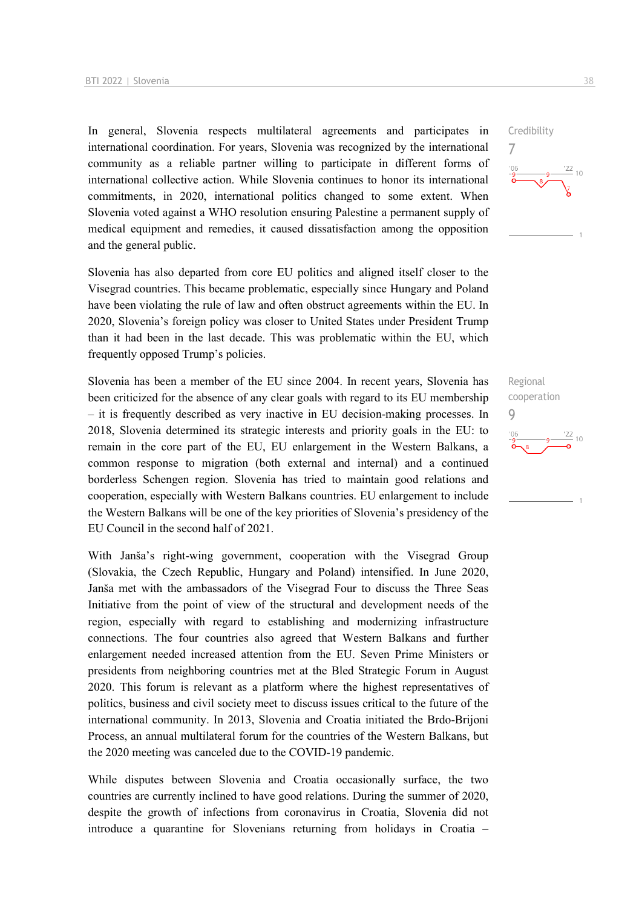In general, Slovenia respects multilateral agreements and participates in international coordination. For years, Slovenia was recognized by the international community as a reliable partner willing to participate in different forms of international collective action. While Slovenia continues to honor its international commitments, in 2020, international politics changed to some extent. When Slovenia voted against a WHO resolution ensuring Palestine a permanent supply of medical equipment and remedies, it caused dissatisfaction among the opposition and the general public.

Credibility
7

Slovenia has also departed from core EU politics and aligned itself closer to the Visegrad countries. This became problematic, especially since Hungary and Poland have been violating the rule of law and often obstruct agreements within the EU. In 2020, Slovenia's foreign policy was closer to United States under President Trump than it had been in the last decade. This was problematic within the EU, which frequently opposed Trump's policies.

Slovenia has been a member of the EU since 2004. In recent years, Slovenia has been criticized for the absence of any clear goals with regard to its EU membership – it is frequently described as very inactive in EU decision-making processes. In 2018, Slovenia determined its strategic interests and priority goals in the EU: to remain in the core part of the EU, EU enlargement in the Western Balkans, a common response to migration (both external and internal) and a continued borderless Schengen region. Slovenia has tried to maintain good relations and cooperation, especially with Western Balkans countries. EU enlargement to include the Western Balkans will be one of the key priorities of Slovenia's presidency of the EU Council in the second half of 2021.

Regional cooperation
9

With Janša's right-wing government, cooperation with the Visegrad Group (Slovakia, the Czech Republic, Hungary and Poland) intensified. In June 2020, Janša met with the ambassadors of the Visegrad Four to discuss the Three Seas Initiative from the point of view of the structural and development needs of the region, especially with regard to establishing and modernizing infrastructure connections. The four countries also agreed that Western Balkans and further enlargement needed increased attention from the EU. Seven Prime Ministers or presidents from neighboring countries met at the Bled Strategic Forum in August 2020. This forum is relevant as a platform where the highest representatives of politics, business and civil society meet to discuss issues critical to the future of the international community. In 2013, Slovenia and Croatia initiated the Brdo-Brijoni Process, an annual multilateral forum for the countries of the Western Balkans, but the 2020 meeting was canceled due to the COVID-19 pandemic.

While disputes between Slovenia and Croatia occasionally surface, the two countries are currently inclined to have good relations. During the summer of 2020, despite the growth of infections from coronavirus in Croatia, Slovenia did not introduce a quarantine for Slovenians returning from holidays in Croatia –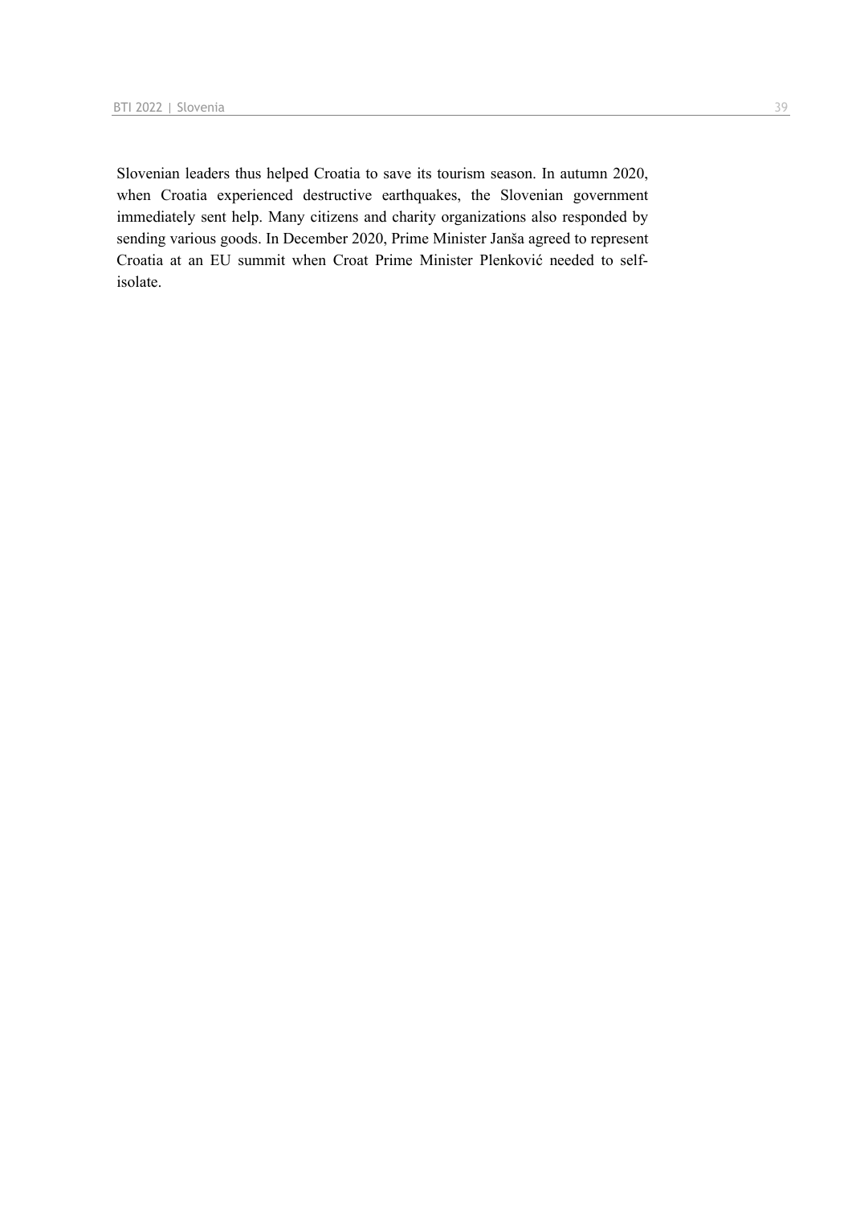Slovenian leaders thus helped Croatia to save its tourism season. In autumn 2020, when Croatia experienced destructive earthquakes, the Slovenian government immediately sent help. Many citizens and charity organizations also responded by sending various goods. In December 2020, Prime Minister Janša agreed to represent Croatia at an EU summit when Croat Prime Minister Plenković needed to self-isolate.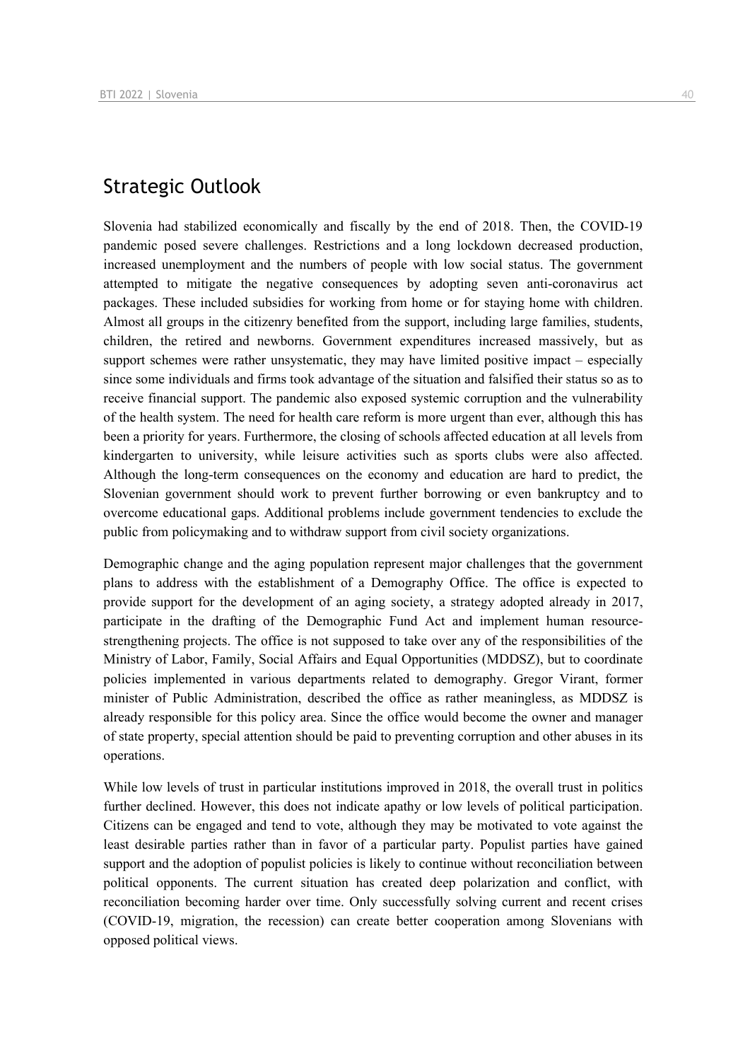## Strategic Outlook

Slovenia had stabilized economically and fiscally by the end of 2018. Then, the COVID-19 pandemic posed severe challenges. Restrictions and a long lockdown decreased production, increased unemployment and the numbers of people with low social status. The government attempted to mitigate the negative consequences by adopting seven anti-coronavirus act packages. These included subsidies for working from home or for staying home with children. Almost all groups in the citizenry benefited from the support, including large families, students, children, the retired and newborns. Government expenditures increased massively, but as support schemes were rather unsystematic, they may have limited positive impact – especially since some individuals and firms took advantage of the situation and falsified their status so as to receive financial support. The pandemic also exposed systemic corruption and the vulnerability of the health system. The need for health care reform is more urgent than ever, although this has been a priority for years. Furthermore, the closing of schools affected education at all levels from kindergarten to university, while leisure activities such as sports clubs were also affected. Although the long-term consequences on the economy and education are hard to predict, the Slovenian government should work to prevent further borrowing or even bankruptcy and to overcome educational gaps. Additional problems include government tendencies to exclude the public from policymaking and to withdraw support from civil society organizations.

Demographic change and the aging population represent major challenges that the government plans to address with the establishment of a Demography Office. The office is expected to provide support for the development of an aging society, a strategy adopted already in 2017, participate in the drafting of the Demographic Fund Act and implement human resource-strengthening projects. The office is not supposed to take over any of the responsibilities of the Ministry of Labor, Family, Social Affairs and Equal Opportunities (MDDSZ), but to coordinate policies implemented in various departments related to demography. Gregor Virant, former minister of Public Administration, described the office as rather meaningless, as MDDSZ is already responsible for this policy area. Since the office would become the owner and manager of state property, special attention should be paid to preventing corruption and other abuses in its operations.

While low levels of trust in particular institutions improved in 2018, the overall trust in politics further declined. However, this does not indicate apathy or low levels of political participation. Citizens can be engaged and tend to vote, although they may be motivated to vote against the least desirable parties rather than in favor of a particular party. Populist parties have gained support and the adoption of populist policies is likely to continue without reconciliation between political opponents. The current situation has created deep polarization and conflict, with reconciliation becoming harder over time. Only successfully solving current and recent crises (COVID-19, migration, the recession) can create better cooperation among Slovenians with opposed political views.